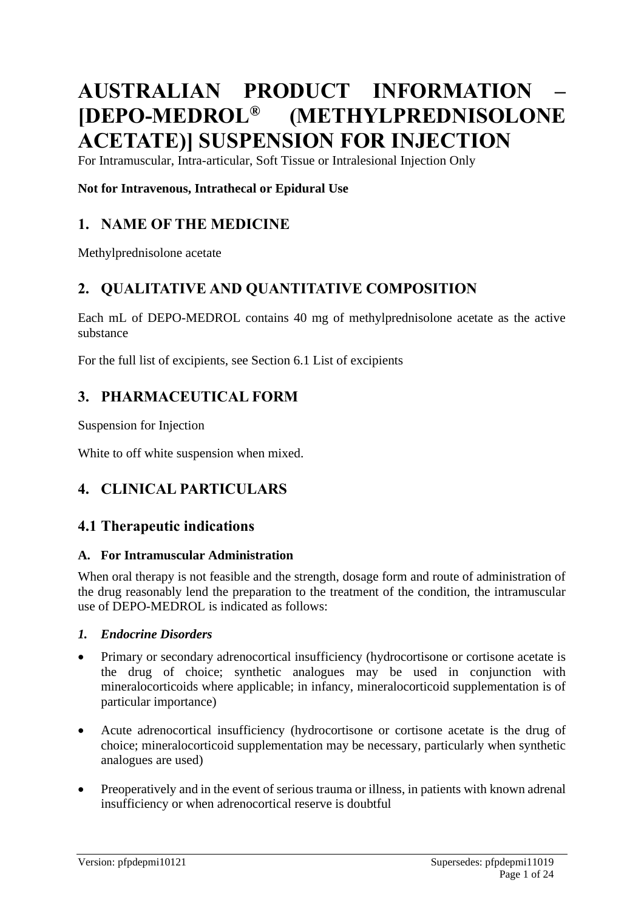# AUSTRALIAN PRODUCT INFORMATION – [DEPO-MEDROL® (METHYLPREDNISOLONE ACETATE)] SUSPENSION FOR INJECTION

For Intramuscular, Intra-articular, Soft Tissue or Intralesional Injection Only

**Not for Intravenous, Intrathecal or Epidural Use**

## 1. NAME OF THE MEDICINE

Methylprednisolone acetate

## 2. QUALITATIVE AND QUANTITATIVE COMPOSITION

Each mL of DEPO-MEDROL contains 40 mg of methylprednisolone acetate as the active substance

For the full list of excipients, see Section 6.1 List of excipients

## 3. PHARMACEUTICAL FORM

Suspension for Injection

White to off white suspension when mixed.

## 4. CLINICAL PARTICULARS

## 4.1 Therapeutic indications

### A. For Intramuscular Administration

When oral therapy is not feasible and the strength, dosage form and route of administration of the drug reasonably lend the preparation to the treatment of the condition, the intramuscular use of DEPO-MEDROL is indicated as follows:

***1. Endocrine Disorders***

- Primary or secondary adrenocortical insufficiency (hydrocortisone or cortisone acetate is the drug of choice; synthetic analogues may be used in conjunction with mineralocorticoids where applicable; in infancy, mineralocorticoid supplementation is of particular importance)
- Acute adrenocortical insufficiency (hydrocortisone or cortisone acetate is the drug of choice; mineralocorticoid supplementation may be necessary, particularly when synthetic analogues are used)
- Preoperatively and in the event of serious trauma or illness, in patients with known adrenal insufficiency or when adrenocortical reserve is doubtful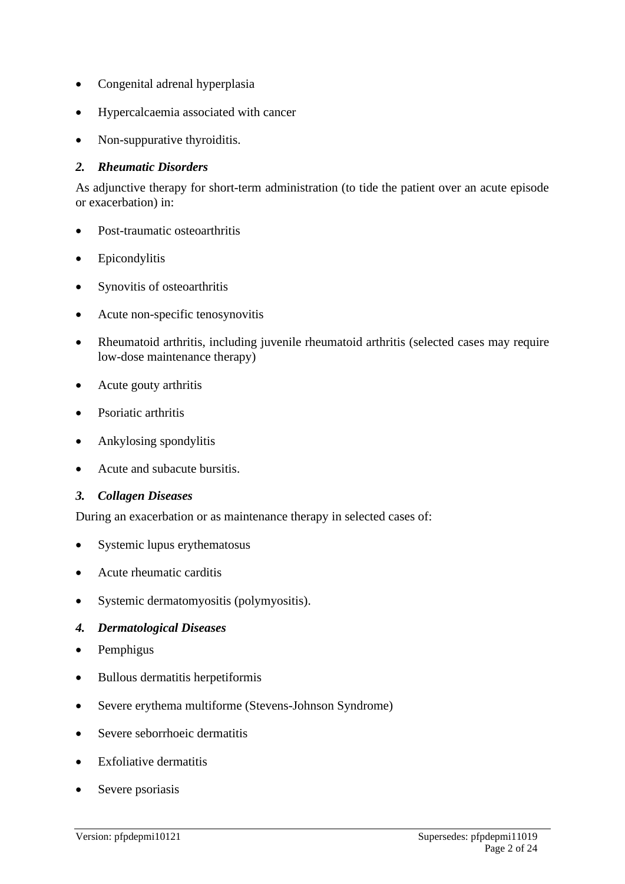- Congenital adrenal hyperplasia
- Hypercalcaemia associated with cancer
- Non-suppurative thyroiditis.

### *2. Rheumatic Disorders*

As adjunctive therapy for short-term administration (to tide the patient over an acute episode or exacerbation) in:

- Post-traumatic osteoarthritis
- Epicondylitis
- Synovitis of osteoarthritis
- Acute non-specific tenosynovitis
- Rheumatoid arthritis, including juvenile rheumatoid arthritis (selected cases may require low-dose maintenance therapy)
- Acute gouty arthritis
- Psoriatic arthritis
- Ankylosing spondylitis
- Acute and subacute bursitis.

### *3. Collagen Diseases*

During an exacerbation or as maintenance therapy in selected cases of:

- Systemic lupus erythematosus
- Acute rheumatic carditis
- Systemic dermatomyositis (polymyositis).

### *4. Dermatological Diseases*

- Pemphigus
- Bullous dermatitis herpetiformis
- Severe erythema multiforme (Stevens-Johnson Syndrome)
- Severe seborrhoeic dermatitis
- Exfoliative dermatitis
- Severe psoriasis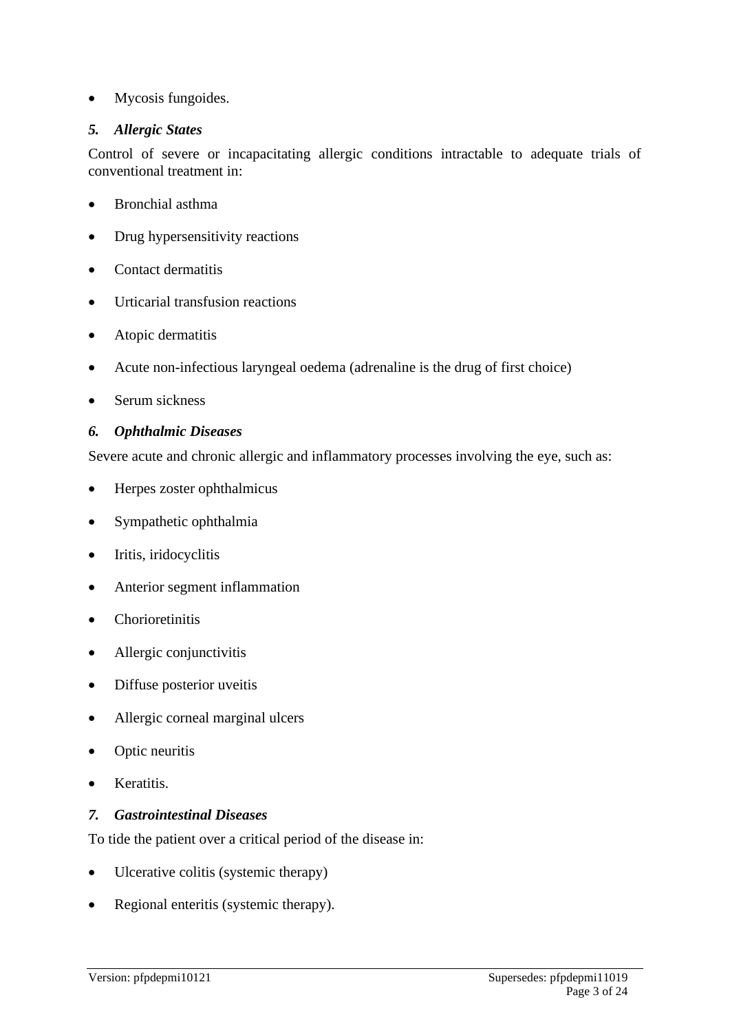- Mycosis fungoides.

### *5. Allergic States*

Control of severe or incapacitating allergic conditions intractable to adequate trials of conventional treatment in:

- Bronchial asthma
- Drug hypersensitivity reactions
- Contact dermatitis
- Urticarial transfusion reactions
- Atopic dermatitis
- Acute non-infectious laryngeal oedema (adrenaline is the drug of first choice)
- Serum sickness

### *6. Ophthalmic Diseases*

Severe acute and chronic allergic and inflammatory processes involving the eye, such as:

- Herpes zoster ophthalmicus
- Sympathetic ophthalmia
- Iritis, iridocyclitis
- Anterior segment inflammation
- Chorioretinitis
- Allergic conjunctivitis
- Diffuse posterior uveitis
- Allergic corneal marginal ulcers
- Optic neuritis
- Keratitis.

### *7. Gastrointestinal Diseases*

To tide the patient over a critical period of the disease in:

- Ulcerative colitis (systemic therapy)
- Regional enteritis (systemic therapy).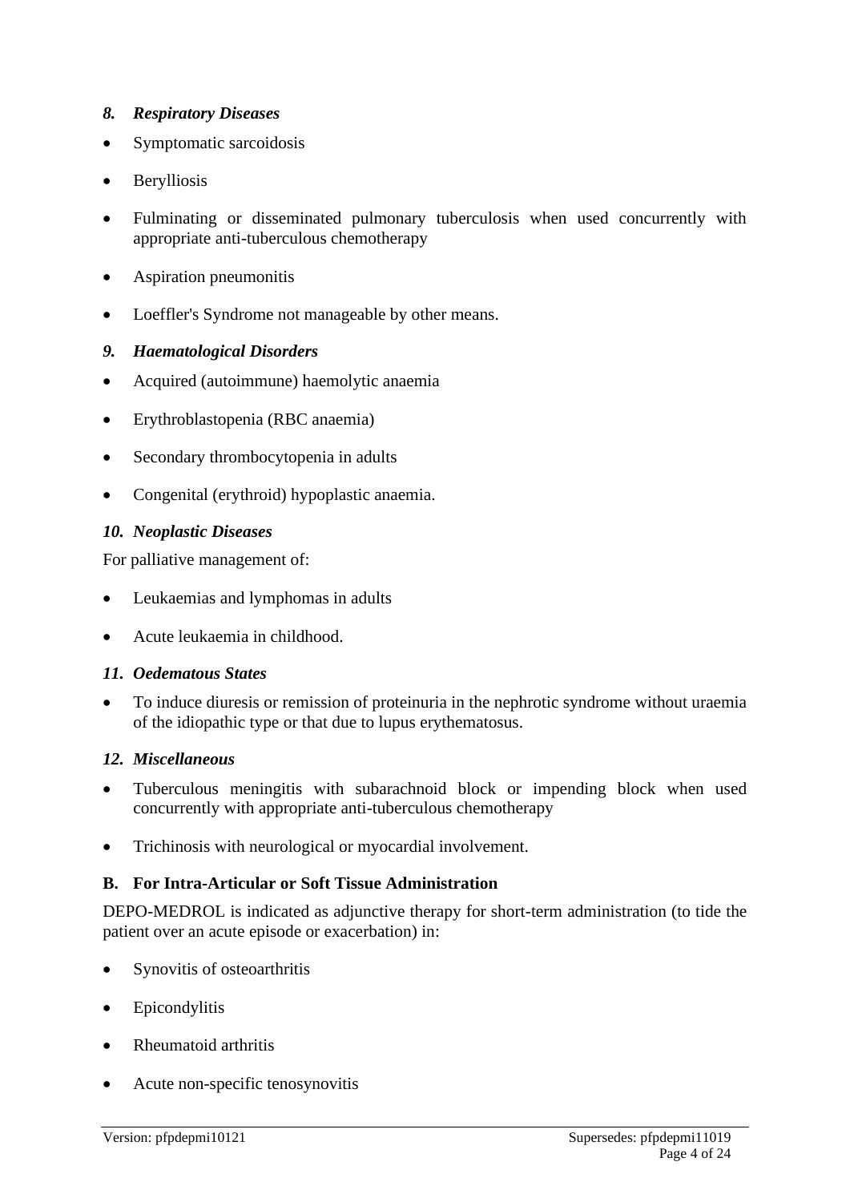### *8. Respiratory Diseases*

- Symptomatic sarcoidosis
- Berylliosis
- Fulminating or disseminated pulmonary tuberculosis when used concurrently with appropriate anti-tuberculous chemotherapy
- Aspiration pneumonitis
- Loeffler's Syndrome not manageable by other means.

### *9. Haematological Disorders*

- Acquired (autoimmune) haemolytic anaemia
- Erythroblastopenia (RBC anaemia)
- Secondary thrombocytopenia in adults
- Congenital (erythroid) hypoplastic anaemia.

### *10. Neoplastic Diseases*

For palliative management of:

- Leukaemias and lymphomas in adults
- Acute leukaemia in childhood.

### *11. Oedematous States*

- To induce diuresis or remission of proteinuria in the nephrotic syndrome without uraemia of the idiopathic type or that due to lupus erythematosus.

### *12. Miscellaneous*

- Tuberculous meningitis with subarachnoid block or impending block when used concurrently with appropriate anti-tuberculous chemotherapy
- Trichinosis with neurological or myocardial involvement.

## B. For Intra-Articular or Soft Tissue Administration

DEPO-MEDROL is indicated as adjunctive therapy for short-term administration (to tide the patient over an acute episode or exacerbation) in:

- Synovitis of osteoarthritis
- Epicondylitis
- Rheumatoid arthritis
- Acute non-specific tenosynovitis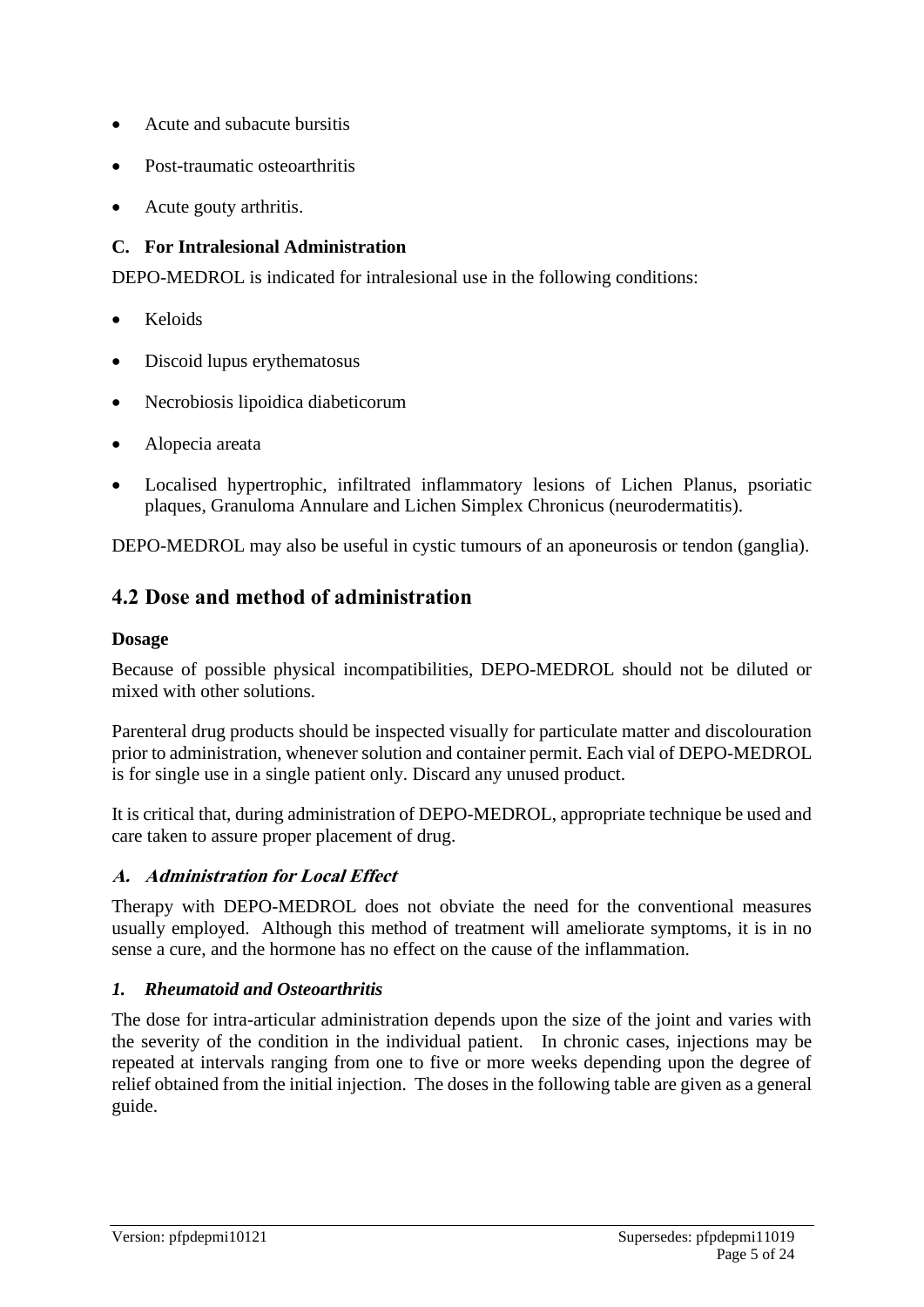- Acute and subacute bursitis
- Post-traumatic osteoarthritis
- Acute gouty arthritis.

**C. For Intralesional Administration**

DEPO-MEDROL is indicated for intralesional use in the following conditions:

- Keloids
- Discoid lupus erythematosus
- Necrobiosis lipoidica diabeticorum
- Alopecia areata
- Localised hypertrophic, infiltrated inflammatory lesions of Lichen Planus, psoriatic plaques, Granuloma Annulare and Lichen Simplex Chronicus (neurodermatitis).

DEPO-MEDROL may also be useful in cystic tumours of an aponeurosis or tendon (ganglia).

## 4.2 Dose and method of administration

**Dosage**

Because of possible physical incompatibilities, DEPO-MEDROL should not be diluted or mixed with other solutions.

Parenteral drug products should be inspected visually for particulate matter and discolouration prior to administration, whenever solution and container permit. Each vial of DEPO-MEDROL is for single use in a single patient only. Discard any unused product.

It is critical that, during administration of DEPO-MEDROL, appropriate technique be used and care taken to assure proper placement of drug.

***A. Administration for Local Effect***

Therapy with DEPO-MEDROL does not obviate the need for the conventional measures usually employed. Although this method of treatment will ameliorate symptoms, it is in no sense a cure, and the hormone has no effect on the cause of the inflammation.

***1. Rheumatoid and Osteoarthritis***

The dose for intra-articular administration depends upon the size of the joint and varies with the severity of the condition in the individual patient. In chronic cases, injections may be repeated at intervals ranging from one to five or more weeks depending upon the degree of relief obtained from the initial injection. The doses in the following table are given as a general guide.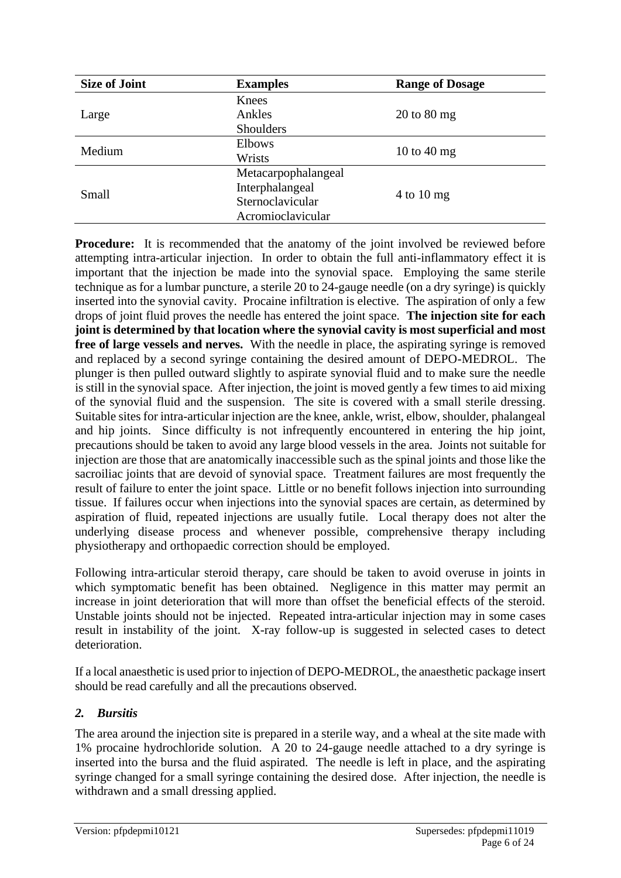| Size of Joint | Examples | Range of Dosage |
|---|---|---|
| Large | Knees<br>Ankles<br>Shoulders | 20 to 80 mg |
| Medium | Elbows<br>Wrists | 10 to 40 mg |
| Small | Metacarpophalangeal<br>Interphalangeal<br>Sternoclavicular<br>Acromioclavicular | 4 to 10 mg |

**Procedure:** It is recommended that the anatomy of the joint involved be reviewed before attempting intra-articular injection. In order to obtain the full anti-inflammatory effect it is important that the injection be made into the synovial space. Employing the same sterile technique as for a lumbar puncture, a sterile 20 to 24-gauge needle (on a dry syringe) is quickly inserted into the synovial cavity. Procaine infiltration is elective. The aspiration of only a few drops of joint fluid proves the needle has entered the joint space. **The injection site for each joint is determined by that location where the synovial cavity is most superficial and most free of large vessels and nerves.** With the needle in place, the aspirating syringe is removed and replaced by a second syringe containing the desired amount of DEPO-MEDROL. The plunger is then pulled outward slightly to aspirate synovial fluid and to make sure the needle is still in the synovial space. After injection, the joint is moved gently a few times to aid mixing of the synovial fluid and the suspension. The site is covered with a small sterile dressing. Suitable sites for intra-articular injection are the knee, ankle, wrist, elbow, shoulder, phalangeal and hip joints. Since difficulty is not infrequently encountered in entering the hip joint, precautions should be taken to avoid any large blood vessels in the area. Joints not suitable for injection are those that are anatomically inaccessible such as the spinal joints and those like the sacroiliac joints that are devoid of synovial space. Treatment failures are most frequently the result of failure to enter the joint space. Little or no benefit follows injection into surrounding tissue. If failures occur when injections into the synovial spaces are certain, as determined by aspiration of fluid, repeated injections are usually futile. Local therapy does not alter the underlying disease process and whenever possible, comprehensive therapy including physiotherapy and orthopaedic correction should be employed.

Following intra-articular steroid therapy, care should be taken to avoid overuse in joints in which symptomatic benefit has been obtained. Negligence in this matter may permit an increase in joint deterioration that will more than offset the beneficial effects of the steroid. Unstable joints should not be injected. Repeated intra-articular injection may in some cases result in instability of the joint. X-ray follow-up is suggested in selected cases to detect deterioration.

If a local anaesthetic is used prior to injection of DEPO-MEDROL, the anaesthetic package insert should be read carefully and all the precautions observed.

### *2. Bursitis*

The area around the injection site is prepared in a sterile way, and a wheal at the site made with 1% procaine hydrochloride solution. A 20 to 24-gauge needle attached to a dry syringe is inserted into the bursa and the fluid aspirated. The needle is left in place, and the aspirating syringe changed for a small syringe containing the desired dose. After injection, the needle is withdrawn and a small dressing applied.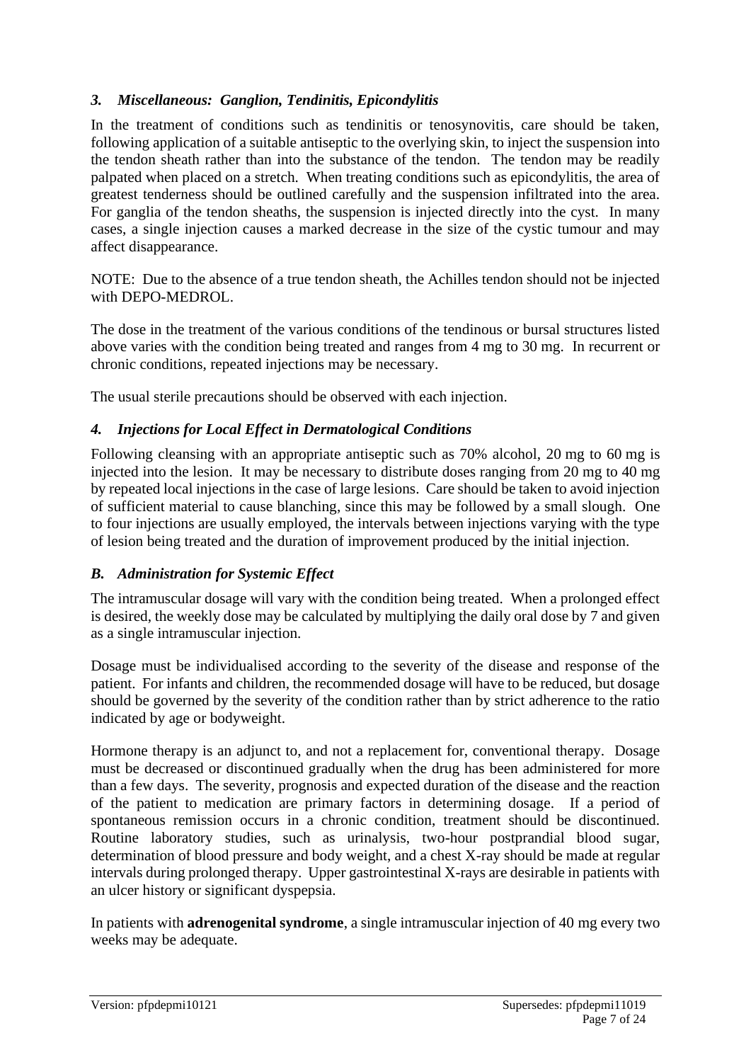### *3. Miscellaneous: Ganglion, Tendinitis, Epicondylitis*

In the treatment of conditions such as tendinitis or tenosynovitis, care should be taken, following application of a suitable antiseptic to the overlying skin, to inject the suspension into the tendon sheath rather than into the substance of the tendon. The tendon may be readily palpated when placed on a stretch. When treating conditions such as epicondylitis, the area of greatest tenderness should be outlined carefully and the suspension infiltrated into the area. For ganglia of the tendon sheaths, the suspension is injected directly into the cyst. In many cases, a single injection causes a marked decrease in the size of the cystic tumour and may affect disappearance.

NOTE: Due to the absence of a true tendon sheath, the Achilles tendon should not be injected with DEPO-MEDROL.

The dose in the treatment of the various conditions of the tendinous or bursal structures listed above varies with the condition being treated and ranges from 4 mg to 30 mg. In recurrent or chronic conditions, repeated injections may be necessary.

The usual sterile precautions should be observed with each injection.

### *4. Injections for Local Effect in Dermatological Conditions*

Following cleansing with an appropriate antiseptic such as 70% alcohol, 20 mg to 60 mg is injected into the lesion. It may be necessary to distribute doses ranging from 20 mg to 40 mg by repeated local injections in the case of large lesions. Care should be taken to avoid injection of sufficient material to cause blanching, since this may be followed by a small slough. One to four injections are usually employed, the intervals between injections varying with the type of lesion being treated and the duration of improvement produced by the initial injection.

### *B. Administration for Systemic Effect*

The intramuscular dosage will vary with the condition being treated. When a prolonged effect is desired, the weekly dose may be calculated by multiplying the daily oral dose by 7 and given as a single intramuscular injection.

Dosage must be individualised according to the severity of the disease and response of the patient. For infants and children, the recommended dosage will have to be reduced, but dosage should be governed by the severity of the condition rather than by strict adherence to the ratio indicated by age or bodyweight.

Hormone therapy is an adjunct to, and not a replacement for, conventional therapy. Dosage must be decreased or discontinued gradually when the drug has been administered for more than a few days. The severity, prognosis and expected duration of the disease and the reaction of the patient to medication are primary factors in determining dosage. If a period of spontaneous remission occurs in a chronic condition, treatment should be discontinued. Routine laboratory studies, such as urinalysis, two-hour postprandial blood sugar, determination of blood pressure and body weight, and a chest X-ray should be made at regular intervals during prolonged therapy. Upper gastrointestinal X-rays are desirable in patients with an ulcer history or significant dyspepsia.

In patients with **adrenogenital syndrome**, a single intramuscular injection of 40 mg every two weeks may be adequate.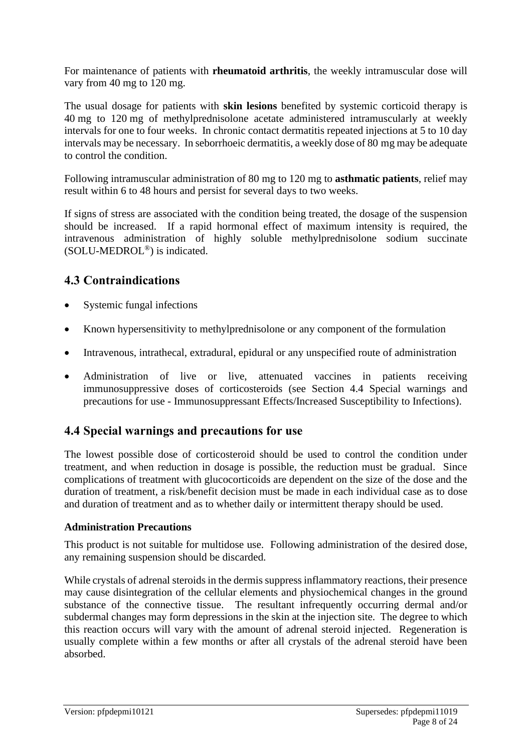For maintenance of patients with **rheumatoid arthritis**, the weekly intramuscular dose will vary from 40 mg to 120 mg.

The usual dosage for patients with **skin lesions** benefited by systemic corticoid therapy is 40 mg to 120 mg of methylprednisolone acetate administered intramuscularly at weekly intervals for one to four weeks. In chronic contact dermatitis repeated injections at 5 to 10 day intervals may be necessary. In seborrhoeic dermatitis, a weekly dose of 80 mg may be adequate to control the condition.

Following intramuscular administration of 80 mg to 120 mg to **asthmatic patients**, relief may result within 6 to 48 hours and persist for several days to two weeks.

If signs of stress are associated with the condition being treated, the dosage of the suspension should be increased. If a rapid hormonal effect of maximum intensity is required, the intravenous administration of highly soluble methylprednisolone sodium succinate (SOLU-MEDROL®) is indicated.

## 4.3 Contraindications

- Systemic fungal infections
- Known hypersensitivity to methylprednisolone or any component of the formulation
- Intravenous, intrathecal, extradural, epidural or any unspecified route of administration
- Administration of live or live, attenuated vaccines in patients receiving immunosuppressive doses of corticosteroids (see Section 4.4 Special warnings and precautions for use - Immunosuppressant Effects/Increased Susceptibility to Infections).

## 4.4 Special warnings and precautions for use

The lowest possible dose of corticosteroid should be used to control the condition under treatment, and when reduction in dosage is possible, the reduction must be gradual. Since complications of treatment with glucocorticoids are dependent on the size of the dose and the duration of treatment, a risk/benefit decision must be made in each individual case as to dose and duration of treatment and as to whether daily or intermittent therapy should be used.

**Administration Precautions**

This product is not suitable for multidose use. Following administration of the desired dose, any remaining suspension should be discarded.

While crystals of adrenal steroids in the dermis suppress inflammatory reactions, their presence may cause disintegration of the cellular elements and physiochemical changes in the ground substance of the connective tissue. The resultant infrequently occurring dermal and/or subdermal changes may form depressions in the skin at the injection site. The degree to which this reaction occurs will vary with the amount of adrenal steroid injected. Regeneration is usually complete within a few months or after all crystals of the adrenal steroid have been absorbed.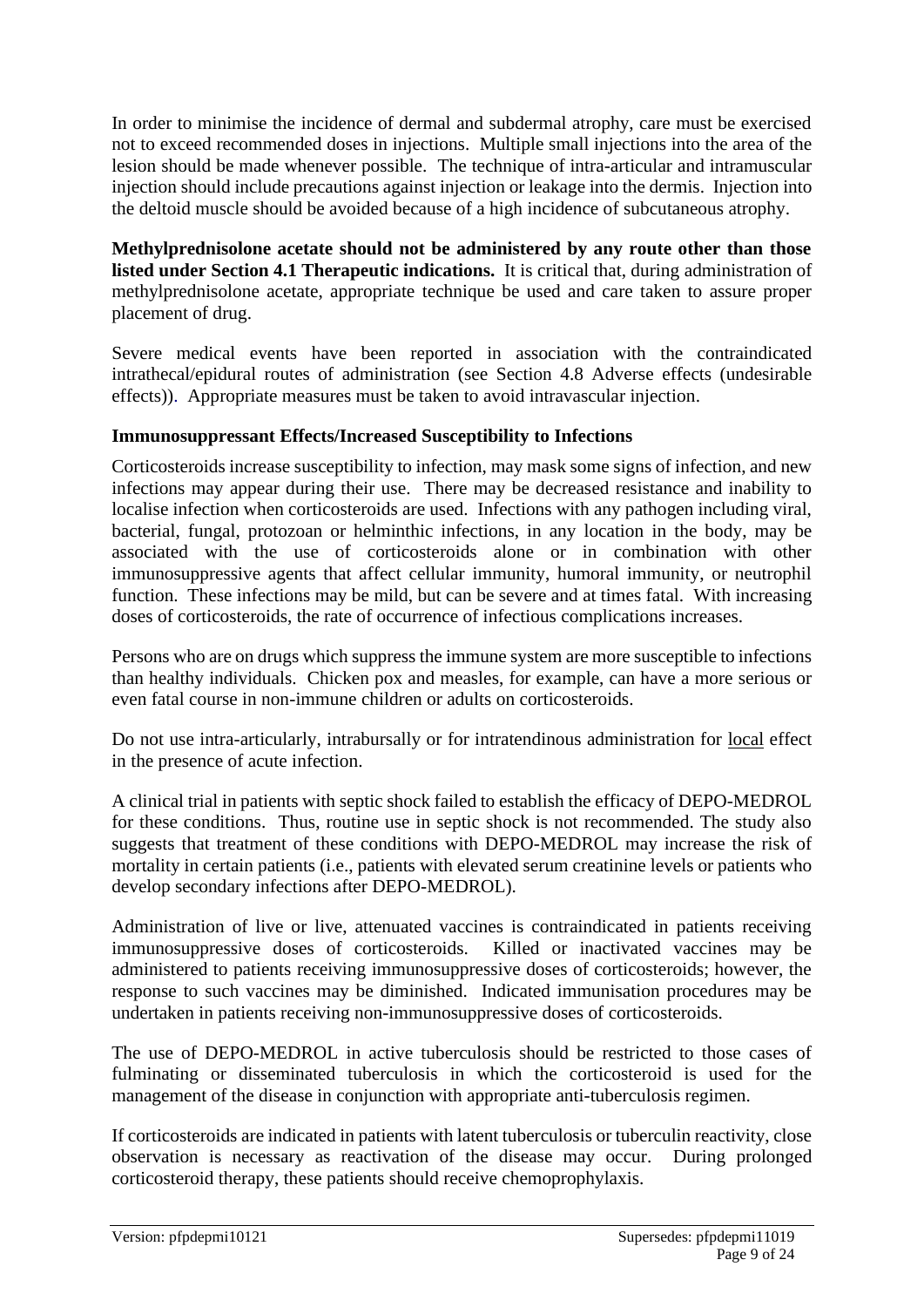In order to minimise the incidence of dermal and subdermal atrophy, care must be exercised not to exceed recommended doses in injections. Multiple small injections into the area of the lesion should be made whenever possible. The technique of intra-articular and intramuscular injection should include precautions against injection or leakage into the dermis. Injection into the deltoid muscle should be avoided because of a high incidence of subcutaneous atrophy.

**Methylprednisolone acetate should not be administered by any route other than those listed under Section 4.1 Therapeutic indications.** It is critical that, during administration of methylprednisolone acetate, appropriate technique be used and care taken to assure proper placement of drug.

Severe medical events have been reported in association with the contraindicated intrathecal/epidural routes of administration (see Section 4.8 Adverse effects (undesirable effects)). Appropriate measures must be taken to avoid intravascular injection.

**Immunosuppressant Effects/Increased Susceptibility to Infections**

Corticosteroids increase susceptibility to infection, may mask some signs of infection, and new infections may appear during their use. There may be decreased resistance and inability to localise infection when corticosteroids are used. Infections with any pathogen including viral, bacterial, fungal, protozoan or helminthic infections, in any location in the body, may be associated with the use of corticosteroids alone or in combination with other immunosuppressive agents that affect cellular immunity, humoral immunity, or neutrophil function. These infections may be mild, but can be severe and at times fatal. With increasing doses of corticosteroids, the rate of occurrence of infectious complications increases.

Persons who are on drugs which suppress the immune system are more susceptible to infections than healthy individuals. Chicken pox and measles, for example, can have a more serious or even fatal course in non-immune children or adults on corticosteroids.

Do not use intra-articularly, intrabursally or for intratendinous administration for local effect in the presence of acute infection.

A clinical trial in patients with septic shock failed to establish the efficacy of DEPO-MEDROL for these conditions. Thus, routine use in septic shock is not recommended. The study also suggests that treatment of these conditions with DEPO-MEDROL may increase the risk of mortality in certain patients (i.e., patients with elevated serum creatinine levels or patients who develop secondary infections after DEPO-MEDROL).

Administration of live or live, attenuated vaccines is contraindicated in patients receiving immunosuppressive doses of corticosteroids. Killed or inactivated vaccines may be administered to patients receiving immunosuppressive doses of corticosteroids; however, the response to such vaccines may be diminished. Indicated immunisation procedures may be undertaken in patients receiving non-immunosuppressive doses of corticosteroids.

The use of DEPO-MEDROL in active tuberculosis should be restricted to those cases of fulminating or disseminated tuberculosis in which the corticosteroid is used for the management of the disease in conjunction with appropriate anti-tuberculosis regimen.

If corticosteroids are indicated in patients with latent tuberculosis or tuberculin reactivity, close observation is necessary as reactivation of the disease may occur. During prolonged corticosteroid therapy, these patients should receive chemoprophylaxis.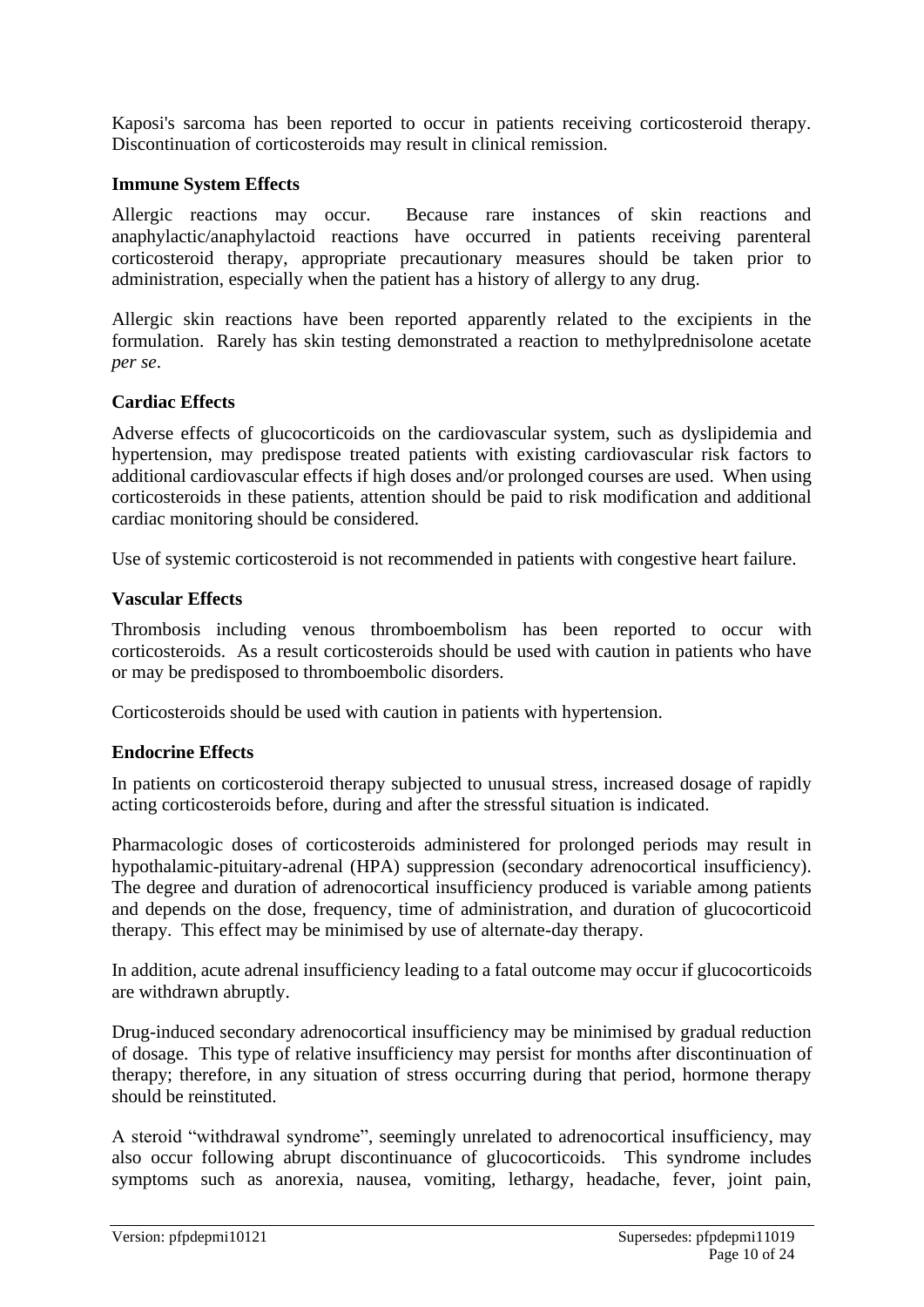Kaposi's sarcoma has been reported to occur in patients receiving corticosteroid therapy. Discontinuation of corticosteroids may result in clinical remission.

**Immune System Effects**

Allergic reactions may occur. Because rare instances of skin reactions and anaphylactic/anaphylactoid reactions have occurred in patients receiving parenteral corticosteroid therapy, appropriate precautionary measures should be taken prior to administration, especially when the patient has a history of allergy to any drug.

Allergic skin reactions have been reported apparently related to the excipients in the formulation. Rarely has skin testing demonstrated a reaction to methylprednisolone acetate *per se*.

**Cardiac Effects**

Adverse effects of glucocorticoids on the cardiovascular system, such as dyslipidemia and hypertension, may predispose treated patients with existing cardiovascular risk factors to additional cardiovascular effects if high doses and/or prolonged courses are used. When using corticosteroids in these patients, attention should be paid to risk modification and additional cardiac monitoring should be considered.

Use of systemic corticosteroid is not recommended in patients with congestive heart failure.

**Vascular Effects**

Thrombosis including venous thromboembolism has been reported to occur with corticosteroids. As a result corticosteroids should be used with caution in patients who have or may be predisposed to thromboembolic disorders.

Corticosteroids should be used with caution in patients with hypertension.

**Endocrine Effects**

In patients on corticosteroid therapy subjected to unusual stress, increased dosage of rapidly acting corticosteroids before, during and after the stressful situation is indicated.

Pharmacologic doses of corticosteroids administered for prolonged periods may result in hypothalamic-pituitary-adrenal (HPA) suppression (secondary adrenocortical insufficiency). The degree and duration of adrenocortical insufficiency produced is variable among patients and depends on the dose, frequency, time of administration, and duration of glucocorticoid therapy. This effect may be minimised by use of alternate-day therapy.

In addition, acute adrenal insufficiency leading to a fatal outcome may occur if glucocorticoids are withdrawn abruptly.

Drug-induced secondary adrenocortical insufficiency may be minimised by gradual reduction of dosage. This type of relative insufficiency may persist for months after discontinuation of therapy; therefore, in any situation of stress occurring during that period, hormone therapy should be reinstituted.

A steroid "withdrawal syndrome", seemingly unrelated to adrenocortical insufficiency, may also occur following abrupt discontinuance of glucocorticoids. This syndrome includes symptoms such as anorexia, nausea, vomiting, lethargy, headache, fever, joint pain,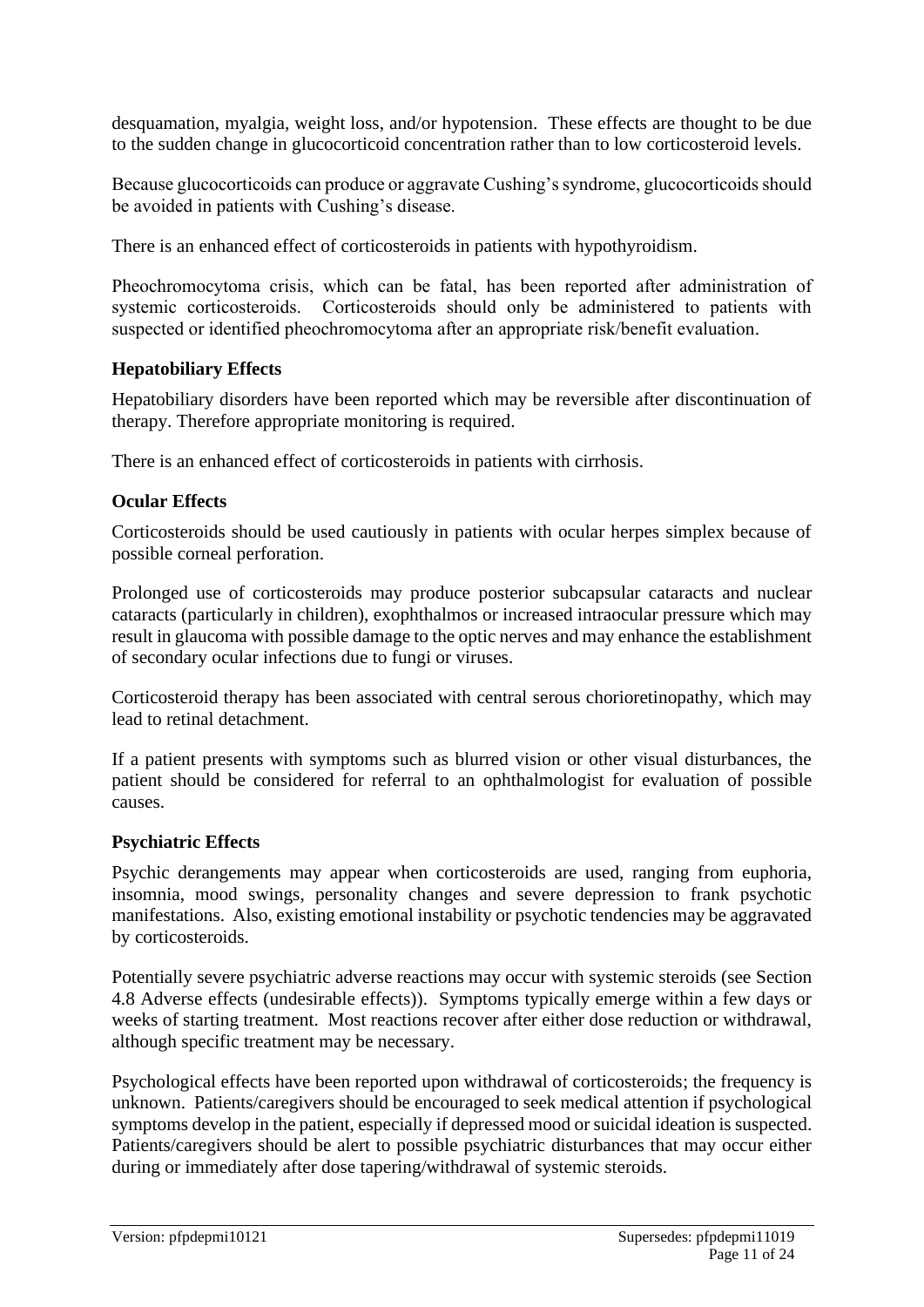desquamation, myalgia, weight loss, and/or hypotension. These effects are thought to be due to the sudden change in glucocorticoid concentration rather than to low corticosteroid levels.

Because glucocorticoids can produce or aggravate Cushing's syndrome, glucocorticoids should be avoided in patients with Cushing's disease.

There is an enhanced effect of corticosteroids in patients with hypothyroidism.

Pheochromocytoma crisis, which can be fatal, has been reported after administration of systemic corticosteroids. Corticosteroids should only be administered to patients with suspected or identified pheochromocytoma after an appropriate risk/benefit evaluation.

**Hepatobiliary Effects**

Hepatobiliary disorders have been reported which may be reversible after discontinuation of therapy. Therefore appropriate monitoring is required.

There is an enhanced effect of corticosteroids in patients with cirrhosis.

**Ocular Effects**

Corticosteroids should be used cautiously in patients with ocular herpes simplex because of possible corneal perforation.

Prolonged use of corticosteroids may produce posterior subcapsular cataracts and nuclear cataracts (particularly in children), exophthalmos or increased intraocular pressure which may result in glaucoma with possible damage to the optic nerves and may enhance the establishment of secondary ocular infections due to fungi or viruses.

Corticosteroid therapy has been associated with central serous chorioretinopathy, which may lead to retinal detachment.

If a patient presents with symptoms such as blurred vision or other visual disturbances, the patient should be considered for referral to an ophthalmologist for evaluation of possible causes.

**Psychiatric Effects**

Psychic derangements may appear when corticosteroids are used, ranging from euphoria, insomnia, mood swings, personality changes and severe depression to frank psychotic manifestations. Also, existing emotional instability or psychotic tendencies may be aggravated by corticosteroids.

Potentially severe psychiatric adverse reactions may occur with systemic steroids (see Section 4.8 Adverse effects (undesirable effects)). Symptoms typically emerge within a few days or weeks of starting treatment. Most reactions recover after either dose reduction or withdrawal, although specific treatment may be necessary.

Psychological effects have been reported upon withdrawal of corticosteroids; the frequency is unknown. Patients/caregivers should be encouraged to seek medical attention if psychological symptoms develop in the patient, especially if depressed mood or suicidal ideation is suspected. Patients/caregivers should be alert to possible psychiatric disturbances that may occur either during or immediately after dose tapering/withdrawal of systemic steroids.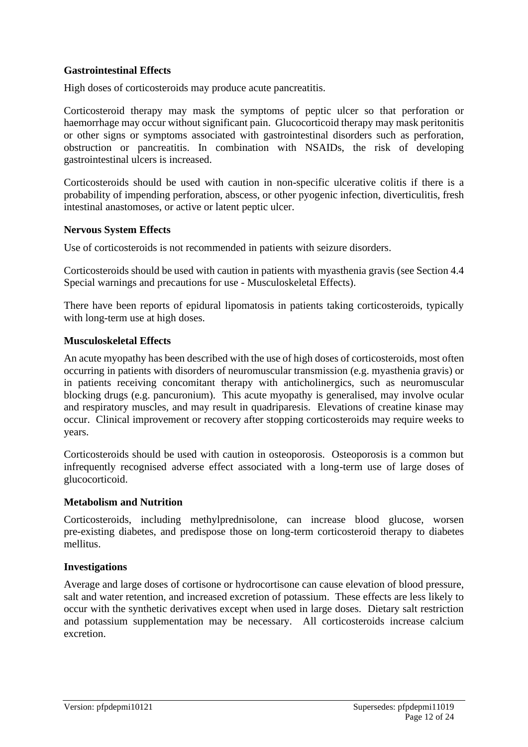**Gastrointestinal Effects**

High doses of corticosteroids may produce acute pancreatitis.

Corticosteroid therapy may mask the symptoms of peptic ulcer so that perforation or haemorrhage may occur without significant pain. Glucocorticoid therapy may mask peritonitis or other signs or symptoms associated with gastrointestinal disorders such as perforation, obstruction or pancreatitis. In combination with NSAIDs, the risk of developing gastrointestinal ulcers is increased.

Corticosteroids should be used with caution in non-specific ulcerative colitis if there is a probability of impending perforation, abscess, or other pyogenic infection, diverticulitis, fresh intestinal anastomoses, or active or latent peptic ulcer.

**Nervous System Effects**

Use of corticosteroids is not recommended in patients with seizure disorders.

Corticosteroids should be used with caution in patients with myasthenia gravis (see Section 4.4 Special warnings and precautions for use - Musculoskeletal Effects).

There have been reports of epidural lipomatosis in patients taking corticosteroids, typically with long-term use at high doses.

**Musculoskeletal Effects**

An acute myopathy has been described with the use of high doses of corticosteroids, most often occurring in patients with disorders of neuromuscular transmission (e.g. myasthenia gravis) or in patients receiving concomitant therapy with anticholinergics, such as neuromuscular blocking drugs (e.g. pancuronium). This acute myopathy is generalised, may involve ocular and respiratory muscles, and may result in quadriparesis. Elevations of creatine kinase may occur. Clinical improvement or recovery after stopping corticosteroids may require weeks to years.

Corticosteroids should be used with caution in osteoporosis. Osteoporosis is a common but infrequently recognised adverse effect associated with a long-term use of large doses of glucocorticoid.

**Metabolism and Nutrition**

Corticosteroids, including methylprednisolone, can increase blood glucose, worsen pre-existing diabetes, and predispose those on long-term corticosteroid therapy to diabetes mellitus.

**Investigations**

Average and large doses of cortisone or hydrocortisone can cause elevation of blood pressure, salt and water retention, and increased excretion of potassium. These effects are less likely to occur with the synthetic derivatives except when used in large doses. Dietary salt restriction and potassium supplementation may be necessary. All corticosteroids increase calcium excretion.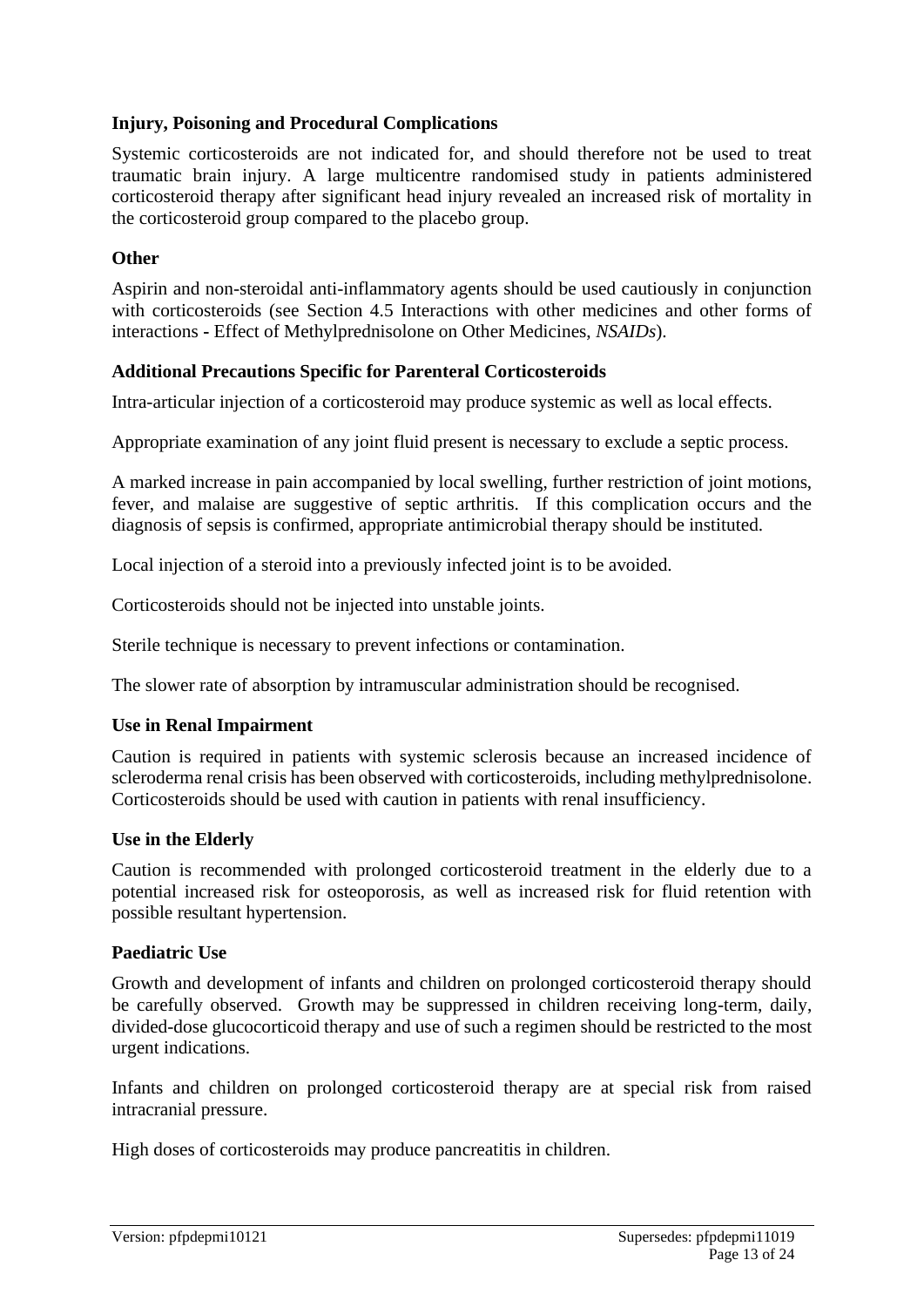### Injury, Poisoning and Procedural Complications

Systemic corticosteroids are not indicated for, and should therefore not be used to treat traumatic brain injury. A large multicentre randomised study in patients administered corticosteroid therapy after significant head injury revealed an increased risk of mortality in the corticosteroid group compared to the placebo group.

### Other

Aspirin and non-steroidal anti-inflammatory agents should be used cautiously in conjunction with corticosteroids (see Section 4.5 Interactions with other medicines and other forms of interactions - Effect of Methylprednisolone on Other Medicines, *NSAIDs*).

### Additional Precautions Specific for Parenteral Corticosteroids

Intra-articular injection of a corticosteroid may produce systemic as well as local effects.

Appropriate examination of any joint fluid present is necessary to exclude a septic process.

A marked increase in pain accompanied by local swelling, further restriction of joint motions, fever, and malaise are suggestive of septic arthritis. If this complication occurs and the diagnosis of sepsis is confirmed, appropriate antimicrobial therapy should be instituted.

Local injection of a steroid into a previously infected joint is to be avoided.

Corticosteroids should not be injected into unstable joints.

Sterile technique is necessary to prevent infections or contamination.

The slower rate of absorption by intramuscular administration should be recognised.

### Use in Renal Impairment

Caution is required in patients with systemic sclerosis because an increased incidence of scleroderma renal crisis has been observed with corticosteroids, including methylprednisolone. Corticosteroids should be used with caution in patients with renal insufficiency.

### Use in the Elderly

Caution is recommended with prolonged corticosteroid treatment in the elderly due to a potential increased risk for osteoporosis, as well as increased risk for fluid retention with possible resultant hypertension.

### Paediatric Use

Growth and development of infants and children on prolonged corticosteroid therapy should be carefully observed. Growth may be suppressed in children receiving long-term, daily, divided-dose glucocorticoid therapy and use of such a regimen should be restricted to the most urgent indications.

Infants and children on prolonged corticosteroid therapy are at special risk from raised intracranial pressure.

High doses of corticosteroids may produce pancreatitis in children.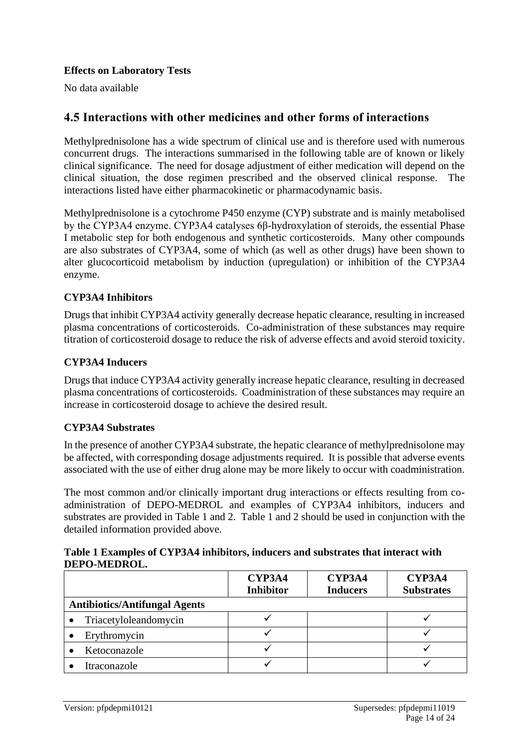**Effects on Laboratory Tests**

No data available

## 4.5 Interactions with other medicines and other forms of interactions

Methylprednisolone has a wide spectrum of clinical use and is therefore used with numerous concurrent drugs. The interactions summarised in the following table are of known or likely clinical significance. The need for dosage adjustment of either medication will depend on the clinical situation, the dose regimen prescribed and the observed clinical response. The interactions listed have either pharmacokinetic or pharmacodynamic basis.

Methylprednisolone is a cytochrome P450 enzyme (CYP) substrate and is mainly metabolised by the CYP3A4 enzyme. CYP3A4 catalyses 6β-hydroxylation of steroids, the essential Phase I metabolic step for both endogenous and synthetic corticosteroids. Many other compounds are also substrates of CYP3A4, some of which (as well as other drugs) have been shown to alter glucocorticoid metabolism by induction (upregulation) or inhibition of the CYP3A4 enzyme.

**CYP3A4 Inhibitors**

Drugs that inhibit CYP3A4 activity generally decrease hepatic clearance, resulting in increased plasma concentrations of corticosteroids. Co-administration of these substances may require titration of corticosteroid dosage to reduce the risk of adverse effects and avoid steroid toxicity.

**CYP3A4 Inducers**

Drugs that induce CYP3A4 activity generally increase hepatic clearance, resulting in decreased plasma concentrations of corticosteroids. Coadministration of these substances may require an increase in corticosteroid dosage to achieve the desired result.

**CYP3A4 Substrates**

In the presence of another CYP3A4 substrate, the hepatic clearance of methylprednisolone may be affected, with corresponding dosage adjustments required. It is possible that adverse events associated with the use of either drug alone may be more likely to occur with coadministration.

The most common and/or clinically important drug interactions or effects resulting from co-administration of DEPO-MEDROL and examples of CYP3A4 inhibitors, inducers and substrates are provided in Table 1 and 2. Table 1 and 2 should be used in conjunction with the detailed information provided above.

**Table 1 Examples of CYP3A4 inhibitors, inducers and substrates that interact with DEPO-MEDROL.**

| | CYP3A4 Inhibitor | CYP3A4 Inducers | CYP3A4 Substrates |
|---|---|---|---|
| **Antibiotics/Antifungal Agents** | | | |
| • Triacetyloleandomycin | ✓ | | ✓ |
| • Erythromycin | ✓ | | ✓ |
| • Ketoconazole | ✓ | | ✓ |
| • Itraconazole | ✓ | | ✓ |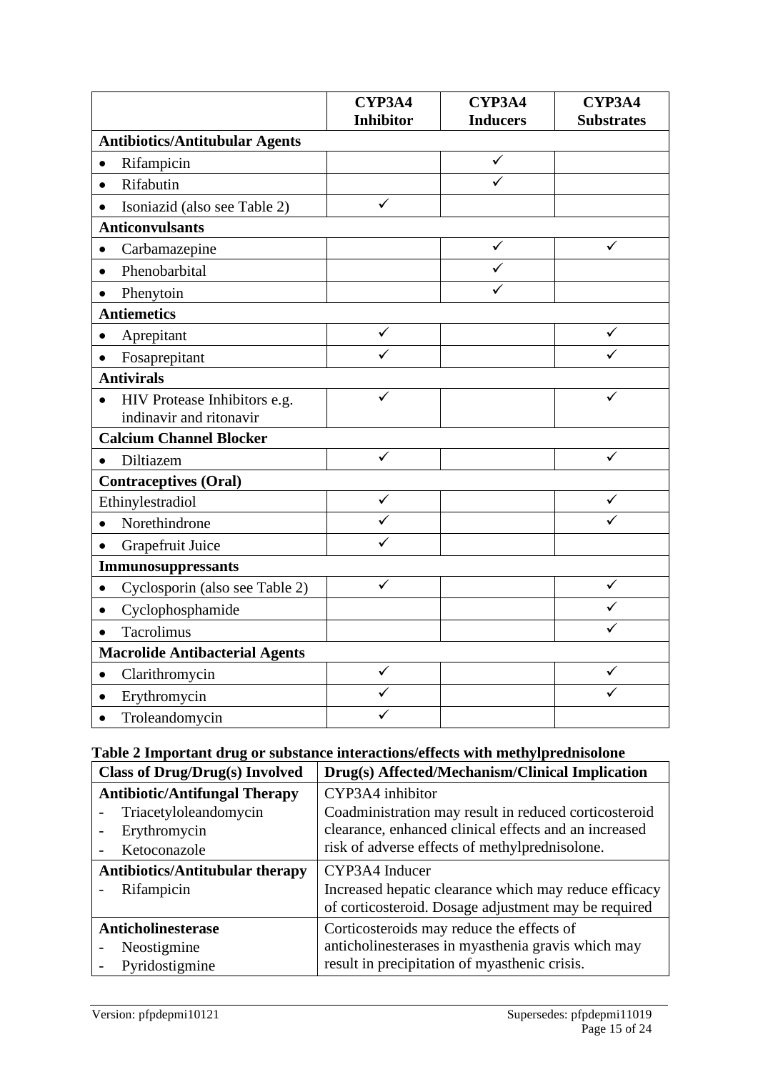| | CYP3A4 Inhibitor | CYP3A4 Inducers | CYP3A4 Substrates |
|---|---|---|---|
| **Antibiotics/Antitubular Agents** | | | |
| • Rifampicin | | ✓ | |
| • Rifabutin | | ✓ | |
| • Isoniazid (also see Table 2) | ✓ | | |
| **Anticonvulsants** | | | |
| • Carbamazepine | | ✓ | ✓ |
| • Phenobarbital | | ✓ | |
| • Phenytoin | | ✓ | |
| **Antiemetics** | | | |
| • Aprepitant | ✓ | | ✓ |
| • Fosaprepitant | ✓ | | ✓ |
| **Antivirals** | | | |
| • HIV Protease Inhibitors e.g. indinavir and ritonavir | ✓ | | ✓ |
| **Calcium Channel Blocker** | | | |
| • Diltiazem | ✓ | | ✓ |
| **Contraceptives (Oral)** | | | |
| Ethinylestradiol | ✓ | | ✓ |
| • Norethindrone | ✓ | | ✓ |
| • Grapefruit Juice | ✓ | | |
| **Immunosuppressants** | | | |
| • Cyclosporin (also see Table 2) | ✓ | | ✓ |
| • Cyclophosphamide | | | ✓ |
| • Tacrolimus | | | ✓ |
| **Macrolide Antibacterial Agents** | | | |
| • Clarithromycin | ✓ | | ✓ |
| • Erythromycin | ✓ | | ✓ |
| • Troleandomycin | ✓ | | |

**Table 2 Important drug or substance interactions/effects with methylprednisolone**

| Class of Drug/Drug(s) Involved | Drug(s) Affected/Mechanism/Clinical Implication |
|---|---|
| **Antibiotic/Antifungal Therapy**<br>- Triacetyloleandomycin<br>- Erythromycin<br>- Ketoconazole | CYP3A4 inhibitor<br>Coadministration may result in reduced corticosteroid clearance, enhanced clinical effects and an increased risk of adverse effects of methylprednisolone. |
| **Antibiotics/Antitubular therapy**<br>- Rifampicin | CYP3A4 Inducer<br>Increased hepatic clearance which may reduce efficacy of corticosteroid. Dosage adjustment may be required |
| **Anticholinesterase**<br>- Neostigmine<br>- Pyridostigmine | Corticosteroids may reduce the effects of anticholinesterases in myasthenia gravis which may result in precipitation of myasthenic crisis. |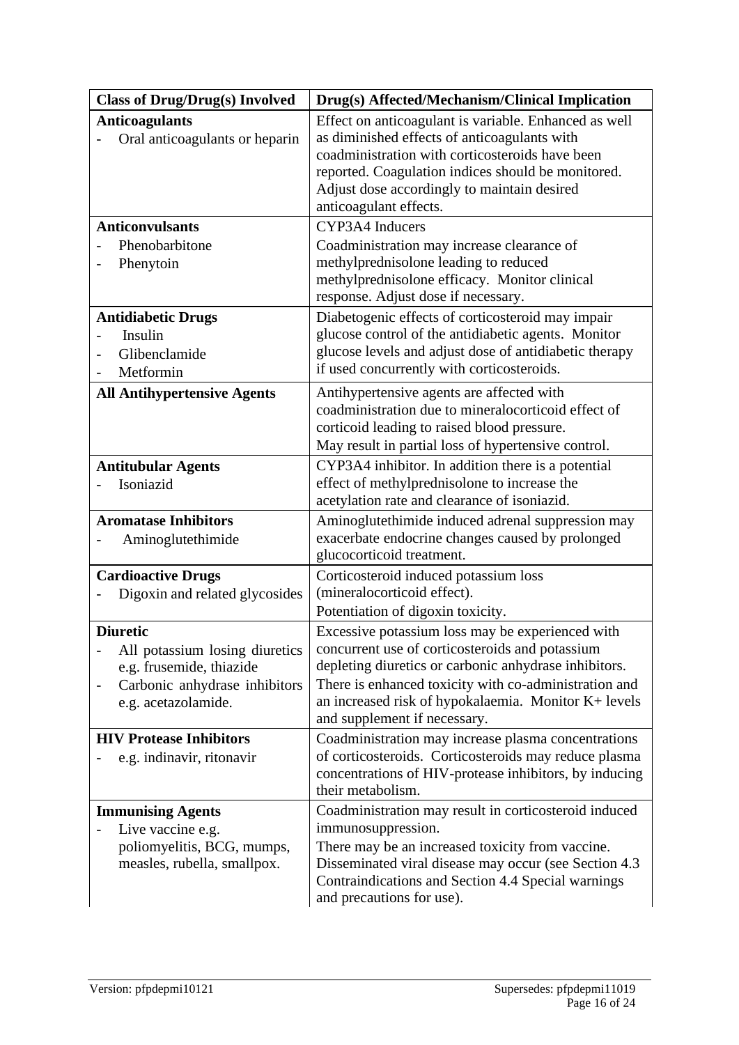| Class of Drug/Drug(s) Involved | Drug(s) Affected/Mechanism/Clinical Implication |
|---|---|
| **Anticoagulants**<br>- Oral anticoagulants or heparin | Effect on anticoagulant is variable. Enhanced as well as diminished effects of anticoagulants with coadministration with corticosteroids have been reported. Coagulation indices should be monitored. Adjust dose accordingly to maintain desired anticoagulant effects. |
| **Anticonvulsants**<br>- Phenobarbitone<br>- Phenytoin | CYP3A4 Inducers<br>Coadministration may increase clearance of methylprednisolone leading to reduced methylprednisolone efficacy. Monitor clinical response. Adjust dose if necessary. |
| **Antidiabetic Drugs**<br>- Insulin<br>- Glibenclamide<br>- Metformin | Diabetogenic effects of corticosteroid may impair glucose control of the antidiabetic agents. Monitor glucose levels and adjust dose of antidiabetic therapy if used concurrently with corticosteroids. |
| **All Antihypertensive Agents** | Antihypertensive agents are affected with coadministration due to mineralocorticoid effect of corticoid leading to raised blood pressure.<br>May result in partial loss of hypertensive control. |
| **Antitubular Agents**<br>- Isoniazid | CYP3A4 inhibitor. In addition there is a potential effect of methylprednisolone to increase the acetylation rate and clearance of isoniazid. |
| **Aromatase Inhibitors**<br>- Aminoglutethimide | Aminoglutethimide induced adrenal suppression may exacerbate endocrine changes caused by prolonged glucocorticoid treatment. |
| **Cardioactive Drugs**<br>- Digoxin and related glycosides | Corticosteroid induced potassium loss (mineralocorticoid effect).<br>Potentiation of digoxin toxicity. |
| **Diuretic**<br>- All potassium losing diuretics e.g. frusemide, thiazide<br>- Carbonic anhydrase inhibitors e.g. acetazolamide. | Excessive potassium loss may be experienced with concurrent use of corticosteroids and potassium depleting diuretics or carbonic anhydrase inhibitors. There is enhanced toxicity with co-administration and an increased risk of hypokalaemia. Monitor K+ levels and supplement if necessary. |
| **HIV Protease Inhibitors**<br>- e.g. indinavir, ritonavir | Coadministration may increase plasma concentrations of corticosteroids. Corticosteroids may reduce plasma concentrations of HIV-protease inhibitors, by inducing their metabolism. |
| **Immunising Agents**<br>- Live vaccine e.g. poliomyelitis, BCG, mumps, measles, rubella, smallpox. | Coadministration may result in corticosteroid induced immunosuppression.<br>There may be an increased toxicity from vaccine. Disseminated viral disease may occur (see Section 4.3 Contraindications and Section 4.4 Special warnings and precautions for use). |

Version: pfpdepmi10121 Supersedes: pfpdepmi11019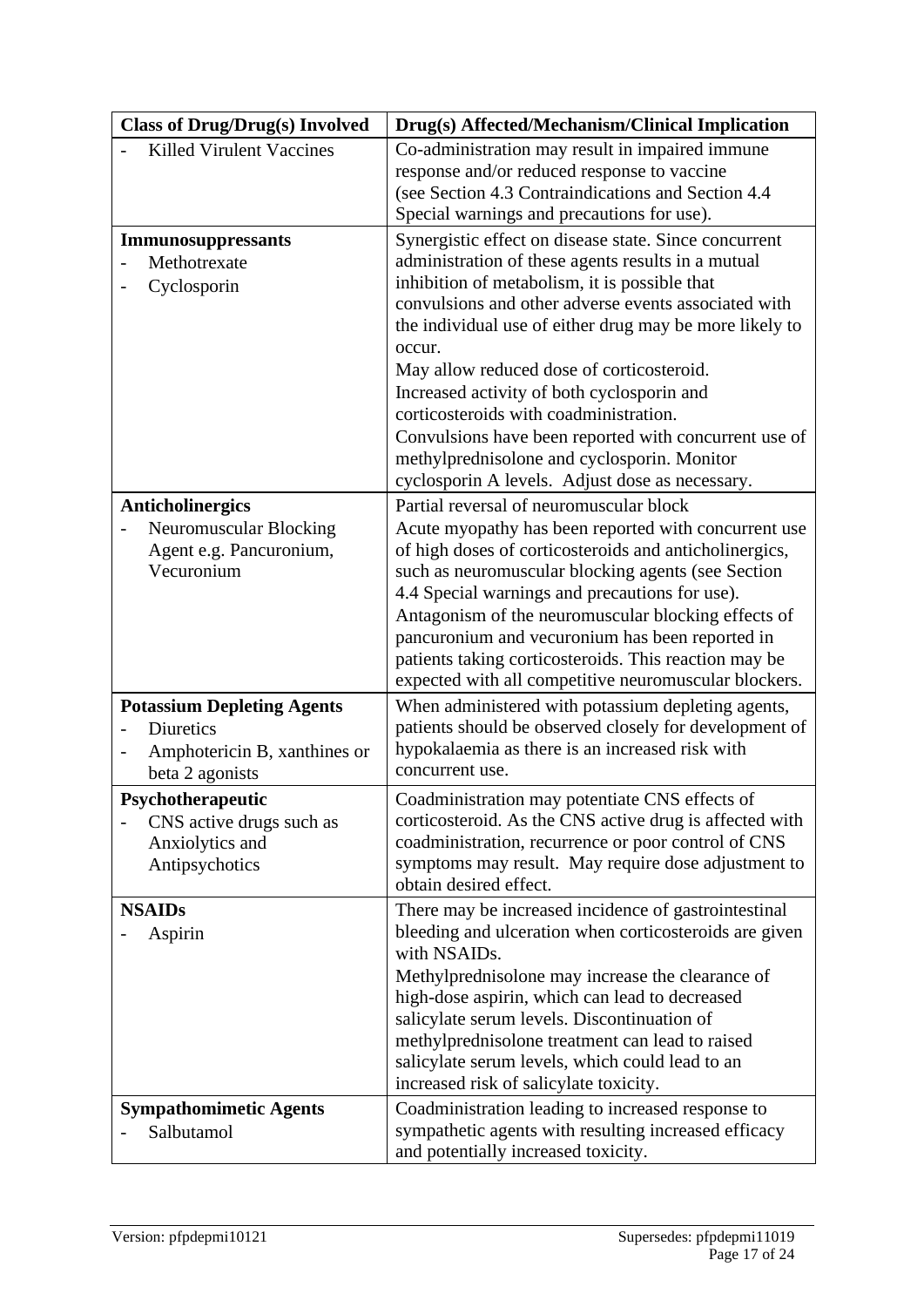| Class of Drug/Drug(s) Involved | Drug(s) Affected/Mechanism/Clinical Implication |
|---|---|
| - Killed Virulent Vaccines | Co-administration may result in impaired immune response and/or reduced response to vaccine (see Section 4.3 Contraindications and Section 4.4 Special warnings and precautions for use). |
| **Immunosuppressants**<br>- Methotrexate<br>- Cyclosporin | Synergistic effect on disease state. Since concurrent administration of these agents results in a mutual inhibition of metabolism, it is possible that convulsions and other adverse events associated with the individual use of either drug may be more likely to occur.<br>May allow reduced dose of corticosteroid.<br>Increased activity of both cyclosporin and corticosteroids with coadministration.<br>Convulsions have been reported with concurrent use of methylprednisolone and cyclosporin. Monitor cyclosporin A levels. Adjust dose as necessary. |
| **Anticholinergics**<br>- Neuromuscular Blocking Agent e.g. Pancuronium, Vecuronium | Partial reversal of neuromuscular block<br>Acute myopathy has been reported with concurrent use of high doses of corticosteroids and anticholinergics, such as neuromuscular blocking agents (see Section 4.4 Special warnings and precautions for use).<br>Antagonism of the neuromuscular blocking effects of pancuronium and vecuronium has been reported in patients taking corticosteroids. This reaction may be expected with all competitive neuromuscular blockers. |
| **Potassium Depleting Agents**<br>- Diuretics<br>- Amphotericin B, xanthines or beta 2 agonists | When administered with potassium depleting agents, patients should be observed closely for development of hypokalaemia as there is an increased risk with concurrent use. |
| **Psychotherapeutic**<br>- CNS active drugs such as Anxiolytics and Antipsychotics | Coadministration may potentiate CNS effects of corticosteroid. As the CNS active drug is affected with coadministration, recurrence or poor control of CNS symptoms may result. May require dose adjustment to obtain desired effect. |
| **NSAIDs**<br>- Aspirin | There may be increased incidence of gastrointestinal bleeding and ulceration when corticosteroids are given with NSAIDs.<br>Methylprednisolone may increase the clearance of high-dose aspirin, which can lead to decreased salicylate serum levels. Discontinuation of methylprednisolone treatment can lead to raised salicylate serum levels, which could lead to an increased risk of salicylate toxicity. |
| **Sympathomimetic Agents**<br>- Salbutamol | Coadministration leading to increased response to sympathetic agents with resulting increased efficacy and potentially increased toxicity. |

Version: pfpdepmi10121 Supersedes: pfpdepmi11019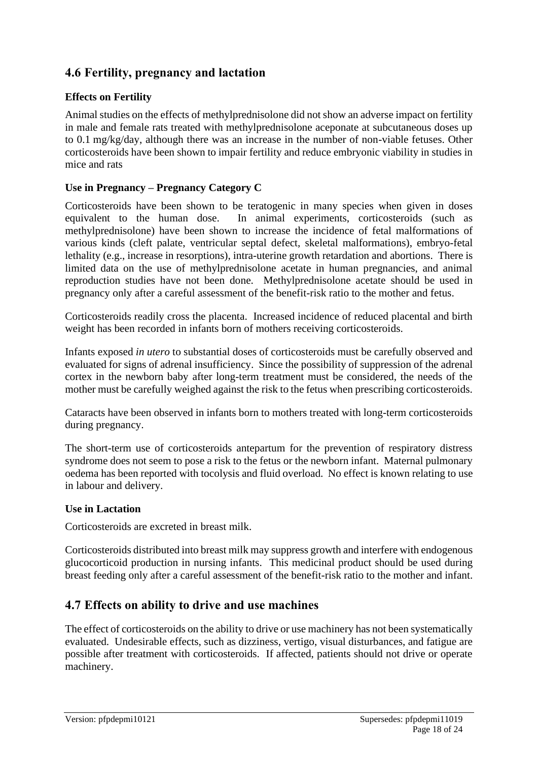## 4.6 Fertility, pregnancy and lactation

### Effects on Fertility

Animal studies on the effects of methylprednisolone did not show an adverse impact on fertility in male and female rats treated with methylprednisolone aceponate at subcutaneous doses up to 0.1 mg/kg/day, although there was an increase in the number of non-viable fetuses. Other corticosteroids have been shown to impair fertility and reduce embryonic viability in studies in mice and rats

### Use in Pregnancy – Pregnancy Category C

Corticosteroids have been shown to be teratogenic in many species when given in doses equivalent to the human dose. In animal experiments, corticosteroids (such as methylprednisolone) have been shown to increase the incidence of fetal malformations of various kinds (cleft palate, ventricular septal defect, skeletal malformations), embryo-fetal lethality (e.g., increase in resorptions), intra-uterine growth retardation and abortions. There is limited data on the use of methylprednisolone acetate in human pregnancies, and animal reproduction studies have not been done. Methylprednisolone acetate should be used in pregnancy only after a careful assessment of the benefit-risk ratio to the mother and fetus.

Corticosteroids readily cross the placenta. Increased incidence of reduced placental and birth weight has been recorded in infants born of mothers receiving corticosteroids.

Infants exposed *in utero* to substantial doses of corticosteroids must be carefully observed and evaluated for signs of adrenal insufficiency. Since the possibility of suppression of the adrenal cortex in the newborn baby after long-term treatment must be considered, the needs of the mother must be carefully weighed against the risk to the fetus when prescribing corticosteroids.

Cataracts have been observed in infants born to mothers treated with long-term corticosteroids during pregnancy.

The short-term use of corticosteroids antepartum for the prevention of respiratory distress syndrome does not seem to pose a risk to the fetus or the newborn infant. Maternal pulmonary oedema has been reported with tocolysis and fluid overload. No effect is known relating to use in labour and delivery.

### Use in Lactation

Corticosteroids are excreted in breast milk.

Corticosteroids distributed into breast milk may suppress growth and interfere with endogenous glucocorticoid production in nursing infants. This medicinal product should be used during breast feeding only after a careful assessment of the benefit-risk ratio to the mother and infant.

## 4.7 Effects on ability to drive and use machines

The effect of corticosteroids on the ability to drive or use machinery has not been systematically evaluated. Undesirable effects, such as dizziness, vertigo, visual disturbances, and fatigue are possible after treatment with corticosteroids. If affected, patients should not drive or operate machinery.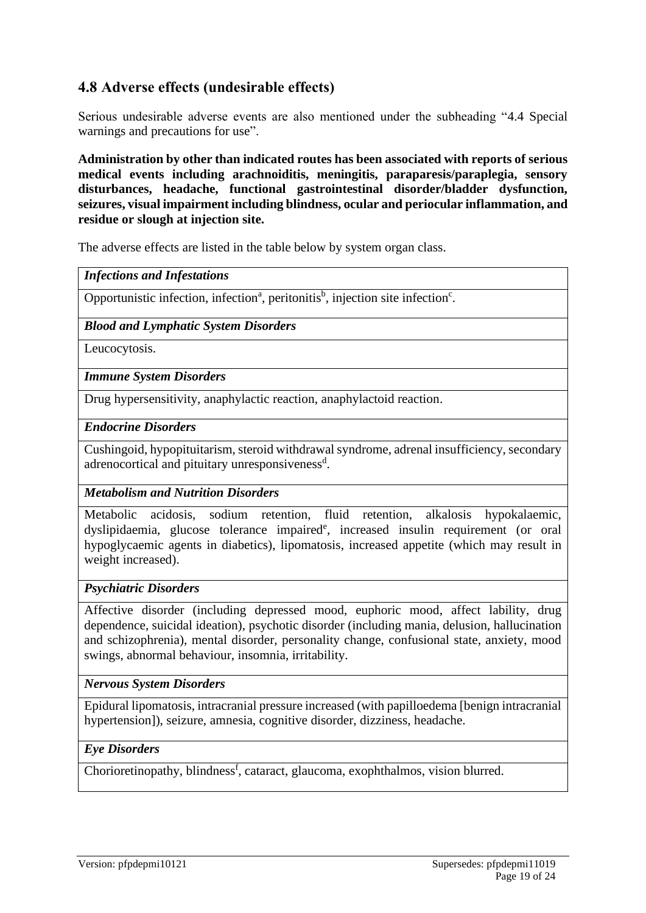## 4.8 Adverse effects (undesirable effects)

Serious undesirable adverse events are also mentioned under the subheading "4.4 Special warnings and precautions for use".

**Administration by other than indicated routes has been associated with reports of serious medical events including arachnoiditis, meningitis, paraparesis/paraplegia, sensory disturbances, headache, functional gastrointestinal disorder/bladder dysfunction, seizures, visual impairment including blindness, ocular and periocular inflammation, and residue or slough at injection site.**

The adverse effects are listed in the table below by system organ class.

| ***Infections and Infestations*** |
|---|
| Opportunistic infection, infection[a], peritonitis[b], injection site infection[c]. |
| ***Blood and Lymphatic System Disorders*** |
| Leucocytosis. |
| ***Immune System Disorders*** |
| Drug hypersensitivity, anaphylactic reaction, anaphylactoid reaction. |
| ***Endocrine Disorders*** |
| Cushingoid, hypopituitarism, steroid withdrawal syndrome, adrenal insufficiency, secondary adrenocortical and pituitary unresponsiveness[d]. |
| ***Metabolism and Nutrition Disorders*** |
| Metabolic acidosis, sodium retention, fluid retention, alkalosis hypokalaemic, dyslipidaemia, glucose tolerance impaired[e], increased insulin requirement (or oral hypoglycaemic agents in diabetics), lipomatosis, increased appetite (which may result in weight increased). |
| ***Psychiatric Disorders*** |
| Affective disorder (including depressed mood, euphoric mood, affect lability, drug dependence, suicidal ideation), psychotic disorder (including mania, delusion, hallucination and schizophrenia), mental disorder, personality change, confusional state, anxiety, mood swings, abnormal behaviour, insomnia, irritability. |
| ***Nervous System Disorders*** |
| Epidural lipomatosis, intracranial pressure increased (with papilloedema [benign intracranial hypertension]), seizure, amnesia, cognitive disorder, dizziness, headache. |
| ***Eye Disorders*** |
| Chorioretinopathy, blindness[f], cataract, glaucoma, exophthalmos, vision blurred. |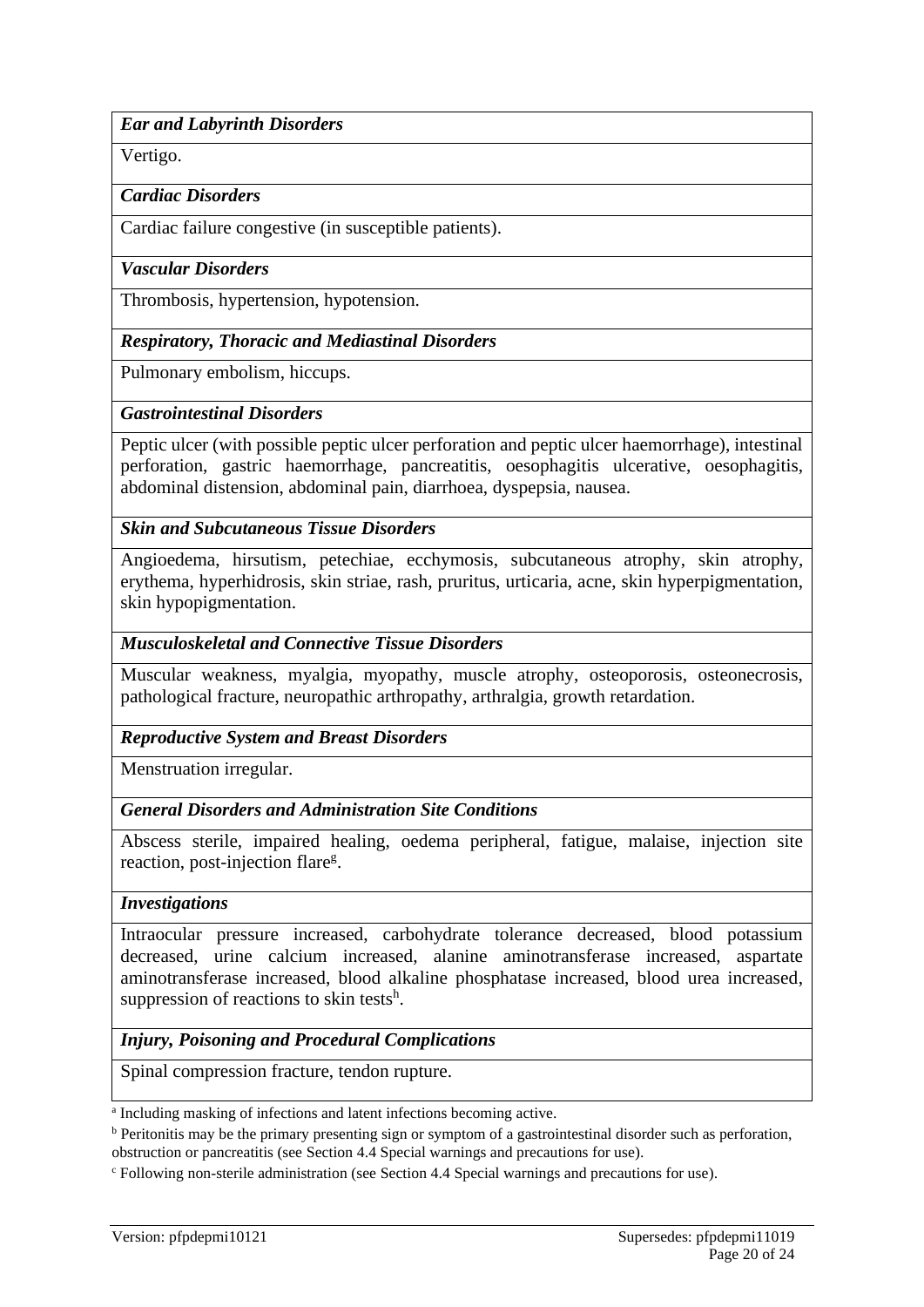| *Ear and Labyrinth Disorders* |
|---|
| Vertigo. |
| ***Cardiac Disorders*** |
| Cardiac failure congestive (in susceptible patients). |
| ***Vascular Disorders*** |
| Thrombosis, hypertension, hypotension. |
| ***Respiratory, Thoracic and Mediastinal Disorders*** |
| Pulmonary embolism, hiccups. |
| ***Gastrointestinal Disorders*** |
| Peptic ulcer (with possible peptic ulcer perforation and peptic ulcer haemorrhage), intestinal perforation, gastric haemorrhage, pancreatitis, oesophagitis ulcerative, oesophagitis, abdominal distension, abdominal pain, diarrhoea, dyspepsia, nausea. |
| ***Skin and Subcutaneous Tissue Disorders*** |
| Angioedema, hirsutism, petechiae, ecchymosis, subcutaneous atrophy, skin atrophy, erythema, hyperhidrosis, skin striae, rash, pruritus, urticaria, acne, skin hyperpigmentation, skin hypopigmentation. |
| ***Musculoskeletal and Connective Tissue Disorders*** |
| Muscular weakness, myalgia, myopathy, muscle atrophy, osteoporosis, osteonecrosis, pathological fracture, neuropathic arthropathy, arthralgia, growth retardation. |
| ***Reproductive System and Breast Disorders*** |
| Menstruation irregular. |
| ***General Disorders and Administration Site Conditions*** |
| Abscess sterile, impaired healing, oedema peripheral, fatigue, malaise, injection site reaction, post-injection flare[g]. |
| ***Investigations*** |
| Intraocular pressure increased, carbohydrate tolerance decreased, blood potassium decreased, urine calcium increased, alanine aminotransferase increased, aspartate aminotransferase increased, blood alkaline phosphatase increased, blood urea increased, suppression of reactions to skin tests[h]. |
| ***Injury, Poisoning and Procedural Complications*** |
| Spinal compression fracture, tendon rupture. |

[a] Including masking of infections and latent infections becoming active.

[b] Peritonitis may be the primary presenting sign or symptom of a gastrointestinal disorder such as perforation, obstruction or pancreatitis (see Section 4.4 Special warnings and precautions for use).

[c] Following non-sterile administration (see Section 4.4 Special warnings and precautions for use).

Version: pfpdepmi10121 Supersedes: pfpdepmi11019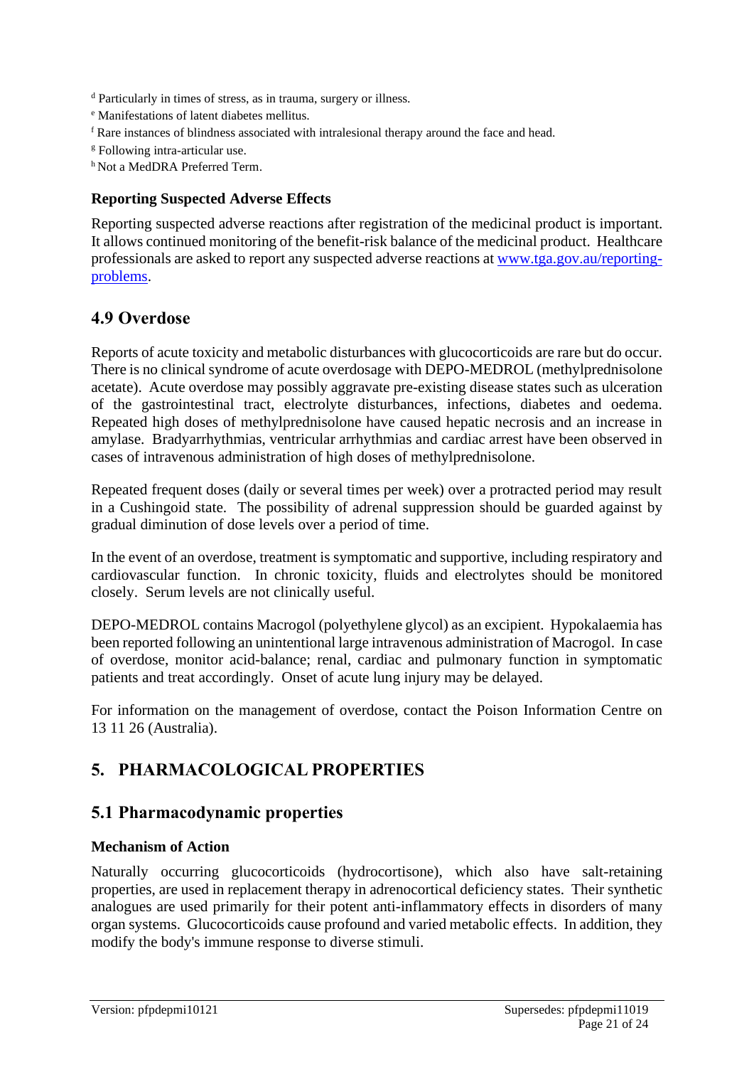[d] Particularly in times of stress, as in trauma, surgery or illness.

[e] Manifestations of latent diabetes mellitus.

[f] Rare instances of blindness associated with intralesional therapy around the face and head.

[g] Following intra-articular use.

[h] Not a MedDRA Preferred Term.

**Reporting Suspected Adverse Effects**

Reporting suspected adverse reactions after registration of the medicinal product is important. It allows continued monitoring of the benefit-risk balance of the medicinal product. Healthcare professionals are asked to report any suspected adverse reactions at www.tga.gov.au/reporting-problems.

## 4.9 Overdose

Reports of acute toxicity and metabolic disturbances with glucocorticoids are rare but do occur. There is no clinical syndrome of acute overdosage with DEPO-MEDROL (methylprednisolone acetate). Acute overdose may possibly aggravate pre-existing disease states such as ulceration of the gastrointestinal tract, electrolyte disturbances, infections, diabetes and oedema. Repeated high doses of methylprednisolone have caused hepatic necrosis and an increase in amylase. Bradyarrhythmias, ventricular arrhythmias and cardiac arrest have been observed in cases of intravenous administration of high doses of methylprednisolone.

Repeated frequent doses (daily or several times per week) over a protracted period may result in a Cushingoid state. The possibility of adrenal suppression should be guarded against by gradual diminution of dose levels over a period of time.

In the event of an overdose, treatment is symptomatic and supportive, including respiratory and cardiovascular function. In chronic toxicity, fluids and electrolytes should be monitored closely. Serum levels are not clinically useful.

DEPO-MEDROL contains Macrogol (polyethylene glycol) as an excipient. Hypokalaemia has been reported following an unintentional large intravenous administration of Macrogol. In case of overdose, monitor acid-balance; renal, cardiac and pulmonary function in symptomatic patients and treat accordingly. Onset of acute lung injury may be delayed.

For information on the management of overdose, contact the Poison Information Centre on 13 11 26 (Australia).

# 5. PHARMACOLOGICAL PROPERTIES

## 5.1 Pharmacodynamic properties

**Mechanism of Action**

Naturally occurring glucocorticoids (hydrocortisone), which also have salt-retaining properties, are used in replacement therapy in adrenocortical deficiency states. Their synthetic analogues are used primarily for their potent anti-inflammatory effects in disorders of many organ systems. Glucocorticoids cause profound and varied metabolic effects. In addition, they modify the body's immune response to diverse stimuli.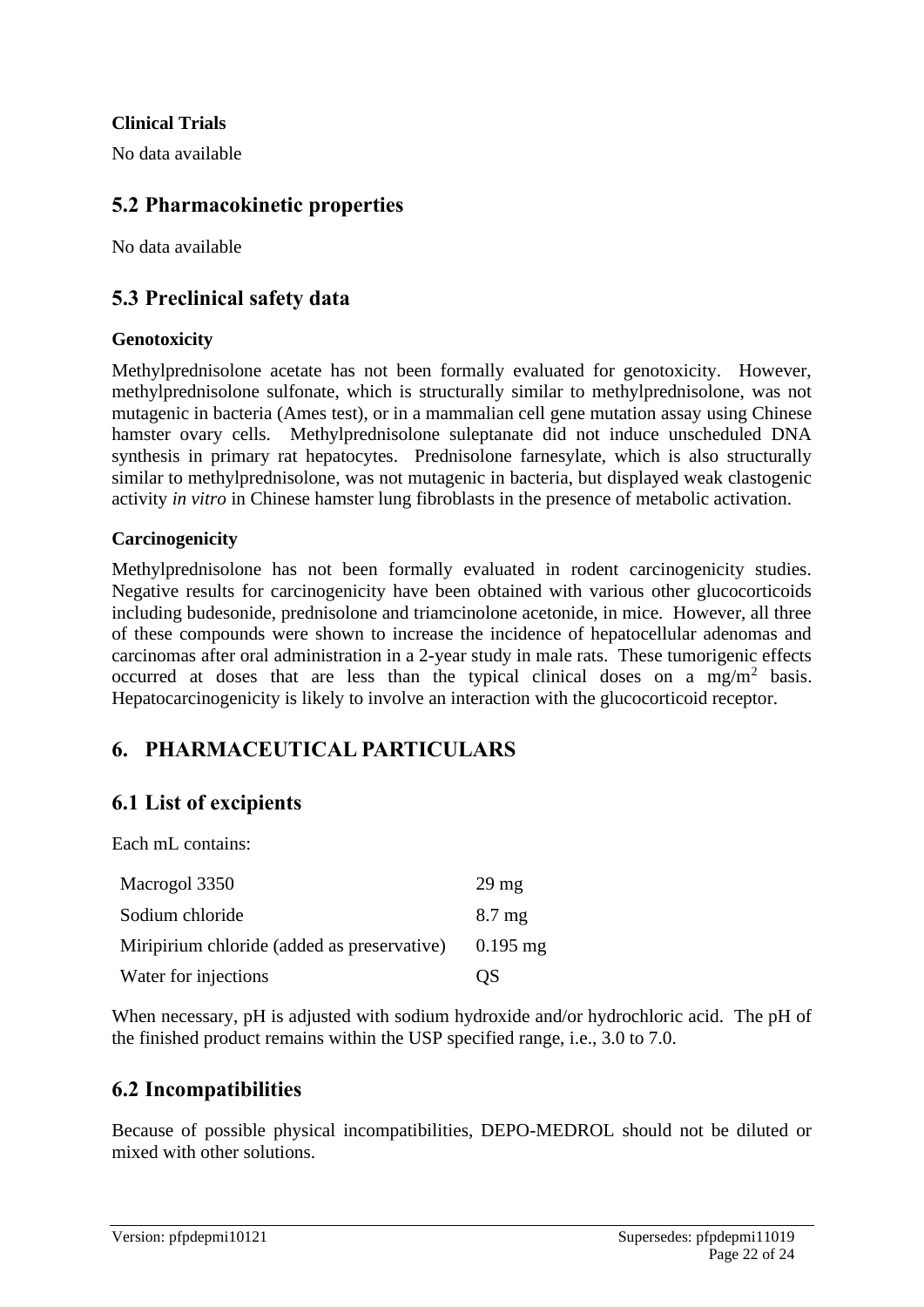### Clinical Trials

No data available

## 5.2 Pharmacokinetic properties

No data available

## 5.3 Preclinical safety data

### Genotoxicity

Methylprednisolone acetate has not been formally evaluated for genotoxicity. However, methylprednisolone sulfonate, which is structurally similar to methylprednisolone, was not mutagenic in bacteria (Ames test), or in a mammalian cell gene mutation assay using Chinese hamster ovary cells. Methylprednisolone suleptanate did not induce unscheduled DNA synthesis in primary rat hepatocytes. Prednisolone farnesylate, which is also structurally similar to methylprednisolone, was not mutagenic in bacteria, but displayed weak clastogenic activity *in vitro* in Chinese hamster lung fibroblasts in the presence of metabolic activation.

### Carcinogenicity

Methylprednisolone has not been formally evaluated in rodent carcinogenicity studies. Negative results for carcinogenicity have been obtained with various other glucocorticoids including budesonide, prednisolone and triamcinolone acetonide, in mice. However, all three of these compounds were shown to increase the incidence of hepatocellular adenomas and carcinomas after oral administration in a 2-year study in male rats. These tumorigenic effects occurred at doses that are less than the typical clinical doses on a $mg/m^2$ basis. Hepatocarcinogenicity is likely to involve an interaction with the glucocorticoid receptor.

# 6. PHARMACEUTICAL PARTICULARS

## 6.1 List of excipients

Each mL contains:

| | |
|---|---|
| Macrogol 3350 | 29 mg |
| Sodium chloride | 8.7 mg |
| Miripirium chloride (added as preservative) | 0.195 mg |
| Water for injections | QS |

When necessary, pH is adjusted with sodium hydroxide and/or hydrochloric acid. The pH of the finished product remains within the USP specified range, i.e., 3.0 to 7.0.

## 6.2 Incompatibilities

Because of possible physical incompatibilities, DEPO-MEDROL should not be diluted or mixed with other solutions.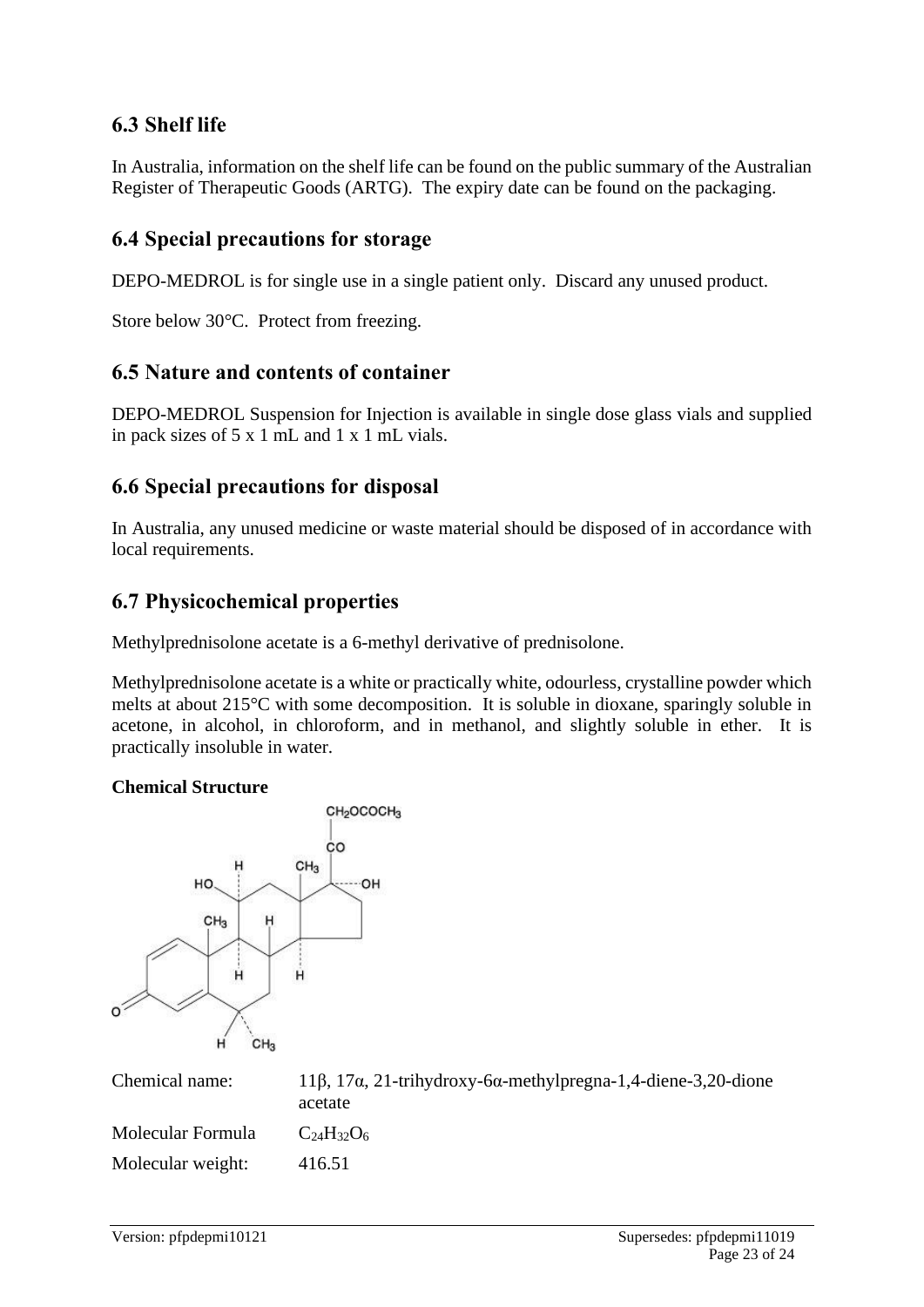## 6.3 Shelf life

In Australia, information on the shelf life can be found on the public summary of the Australian Register of Therapeutic Goods (ARTG). The expiry date can be found on the packaging.

## 6.4 Special precautions for storage

DEPO-MEDROL is for single use in a single patient only. Discard any unused product.

Store below 30°C. Protect from freezing.

## 6.5 Nature and contents of container

DEPO-MEDROL Suspension for Injection is available in single dose glass vials and supplied in pack sizes of 5 x 1 mL and 1 x 1 mL vials.

## 6.6 Special precautions for disposal

In Australia, any unused medicine or waste material should be disposed of in accordance with local requirements.

## 6.7 Physicochemical properties

Methylprednisolone acetate is a 6-methyl derivative of prednisolone.

Methylprednisolone acetate is a white or practically white, odourless, crystalline powder which melts at about 215°C with some decomposition. It is soluble in dioxane, sparingly soluble in acetone, in alcohol, in chloroform, and in methanol, and slightly soluble in ether. It is practically insoluble in water.

**Chemical Structure**

| | |
|---|---|
| Chemical name: | 11β, 17α, 21-trihydroxy-6α-methylpregna-1,4-diene-3,20-dione acetate |
| Molecular Formula | $C_{24}H_{32}O_6$ |
| Molecular weight: | 416.51 |

Version: pfpdepmi10121 Supersedes: pfpdepmi11019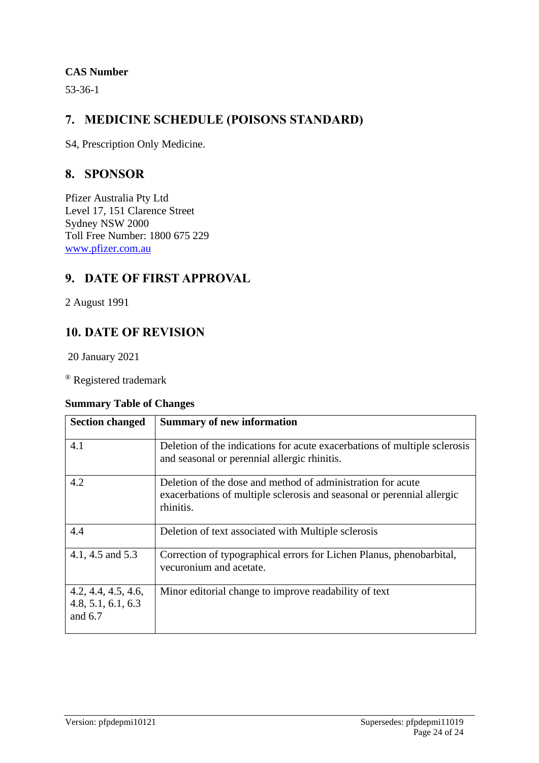**CAS Number**

53-36-1

## 7. MEDICINE SCHEDULE (POISONS STANDARD)

S4, Prescription Only Medicine.

## 8. SPONSOR

Pfizer Australia Pty Ltd
Level 17, 151 Clarence Street
Sydney NSW 2000
Toll Free Number: 1800 675 229
www.pfizer.com.au

## 9. DATE OF FIRST APPROVAL

2 August 1991

## 10. DATE OF REVISION

20 January 2021

® Registered trademark

**Summary Table of Changes**

| Section changed | Summary of new information |
|---|---|
| 4.1 | Deletion of the indications for acute exacerbations of multiple sclerosis and seasonal or perennial allergic rhinitis. |
| 4.2 | Deletion of the dose and method of administration for acute exacerbations of multiple sclerosis and seasonal or perennial allergic rhinitis. |
| 4.4 | Deletion of text associated with Multiple sclerosis |
| 4.1, 4.5 and 5.3 | Correction of typographical errors for Lichen Planus, phenobarbital, vecuronium and acetate. |
| 4.2, 4.4, 4.5, 4.6, 4.8, 5.1, 6.1, 6.3 and 6.7 | Minor editorial change to improve readability of text |

Version: pfpdepmi10121 Supersedes: pfpdepmi11019